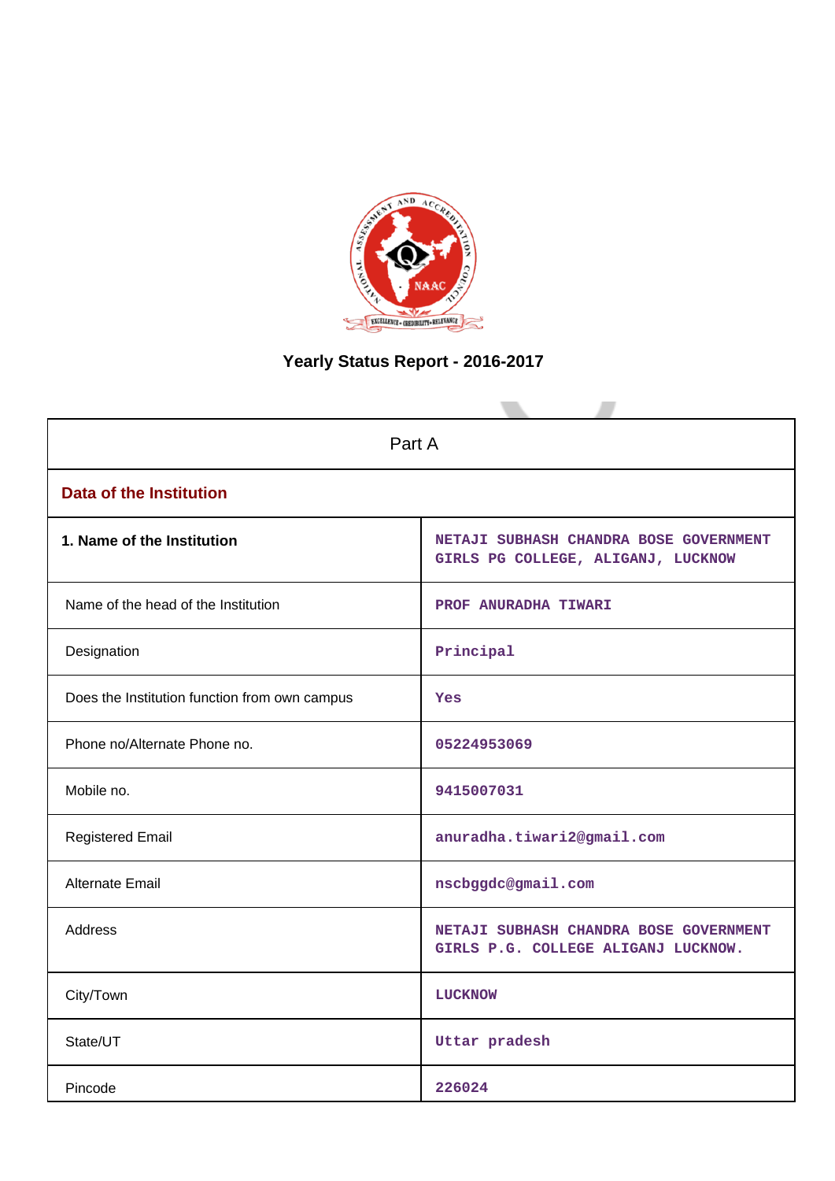# Yearly Status Report - 2016-2017

| Part A | |
|---|---|
| **Data of the Institution** | |
| **1. Name of the Institution** | NETAJI SUBHASH CHANDRA BOSE GOVERNMENT GIRLS PG COLLEGE, ALIGANJ, LUCKNOW |
| Name of the head of the Institution | PROF ANURADHA TIWARI |
| Designation | Principal |
| Does the Institution function from own campus | Yes |
| Phone no/Alternate Phone no. | 05224953069 |
| Mobile no. | 9415007031 |
| Registered Email | anuradha.tiwari2@gmail.com |
| Alternate Email | nscbggdc@gmail.com |
| Address | NETAJI SUBHASH CHANDRA BOSE GOVERNMENT GIRLS P.G. COLLEGE ALIGANJ LUCKNOW. |
| City/Town | LUCKNOW |
| State/UT | Uttar pradesh |
| Pincode | 226024 |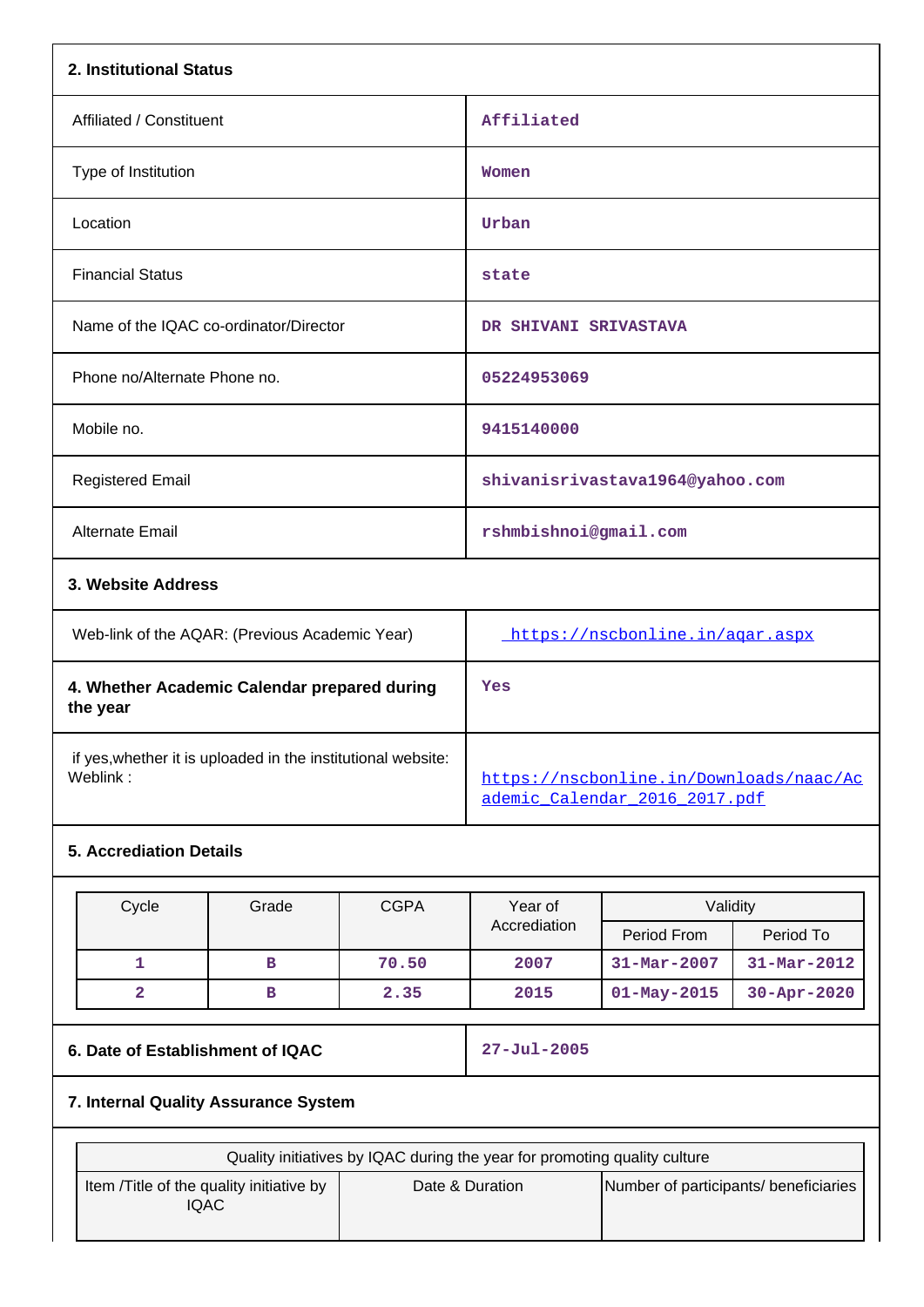## 2. Institutional Status

| | |
|---|---|
| Affiliated / Constituent | Affiliated |
| Type of Institution | Women |
| Location | Urban |
| Financial Status | state |
| Name of the IQAC co-ordinator/Director | DR SHIVANI SRIVASTAVA |
| Phone no/Alternate Phone no. | 05224953069 |
| Mobile no. | 9415140000 |
| Registered Email | shivanisrivastava1964@yahoo.com |
| Alternate Email | rshmbishnoi@gmail.com |

## 3. Website Address

| | |
|---|---|
| Web-link of the AQAR: (Previous Academic Year) | https://nscbonline.in/aqar.aspx |
| **4. Whether Academic Calendar prepared during the year** | Yes |
| if yes,whether it is uploaded in the institutional website: Weblink : | https://nscbonline.in/Downloads/naac/Academic_Calendar_2016_2017.pdf |

## 5. Accrediation Details

| Cycle | Grade | CGPA | Year of Accrediation | Validity | |
|---|---|---|---|---|---|
| | | | | Period From | Period To |
| 1 | B | 70.50 | 2007 | 31-Mar-2007 | 31-Mar-2012 |
| 2 | B | 2.35 | 2015 | 01-May-2015 | 30-Apr-2020 |

| | |
|---|---|
| **6. Date of Establishment of IQAC** | 27-Jul-2005 |

## 7. Internal Quality Assurance System

| Quality initiatives by IQAC during the year for promoting quality culture | | |
|---|---|---|
| Item /Title of the quality initiative by IQAC | Date & Duration | Number of participants/ beneficiaries |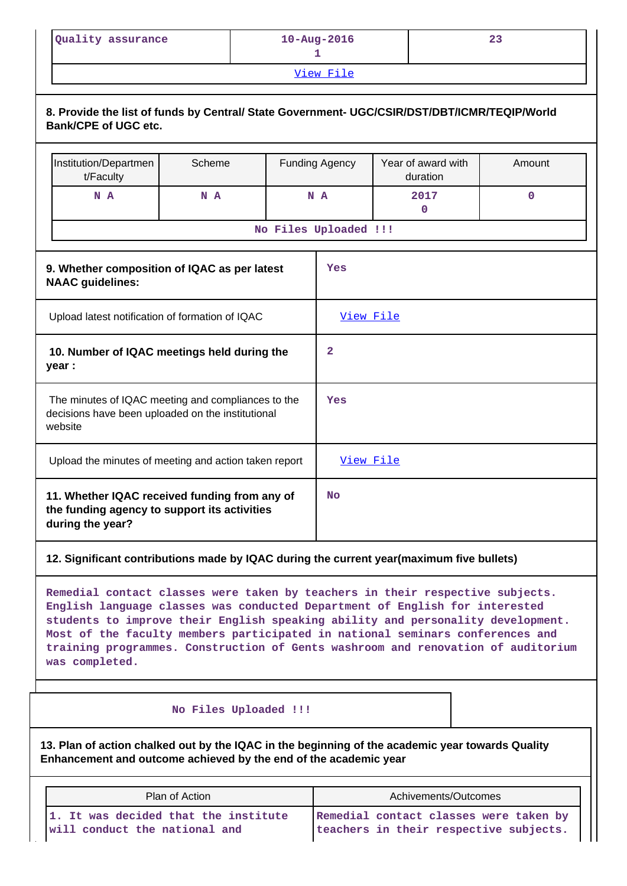| Quality assurance | 10-Aug-2016<br>1 | 23 |
|---|---|---|
| View File | | |

**8. Provide the list of funds by Central/ State Government- UGC/CSIR/DST/DBT/ICMR/TEQIP/World Bank/CPE of UGC etc.**

| Institution/Department/Faculty | Scheme | Funding Agency | Year of award with duration | Amount |
|---|---|---|---|---|
| N A | N A | N A | 2017<br>0 | 0 |
| No Files Uploaded !!! | | | | |

| | |
|---|---|
| **9. Whether composition of IQAC as per latest NAAC guidelines:** | Yes |
| Upload latest notification of formation of IQAC | View File |
| **10. Number of IQAC meetings held during the year :** | 2 |
| The minutes of IQAC meeting and compliances to the decisions have been uploaded on the institutional website | Yes |
| Upload the minutes of meeting and action taken report | View File |
| **11. Whether IQAC received funding from any of the funding agency to support its activities during the year?** | No |

**12. Significant contributions made by IQAC during the current year(maximum five bullets)**

Remedial contact classes were taken by teachers in their respective subjects. English language classes was conducted Department of English for interested students to improve their English speaking ability and personality development. Most of the faculty members participated in national seminars conferences and training programmes. Construction of Gents washroom and renovation of auditorium was completed.

No Files Uploaded !!!

**13. Plan of action chalked out by the IQAC in the beginning of the academic year towards Quality Enhancement and outcome achieved by the end of the academic year**

| Plan of Action | Achivements/Outcomes |
|---|---|
| 1. It was decided that the institute will conduct the national and | Remedial contact classes were taken by teachers in their respective subjects. |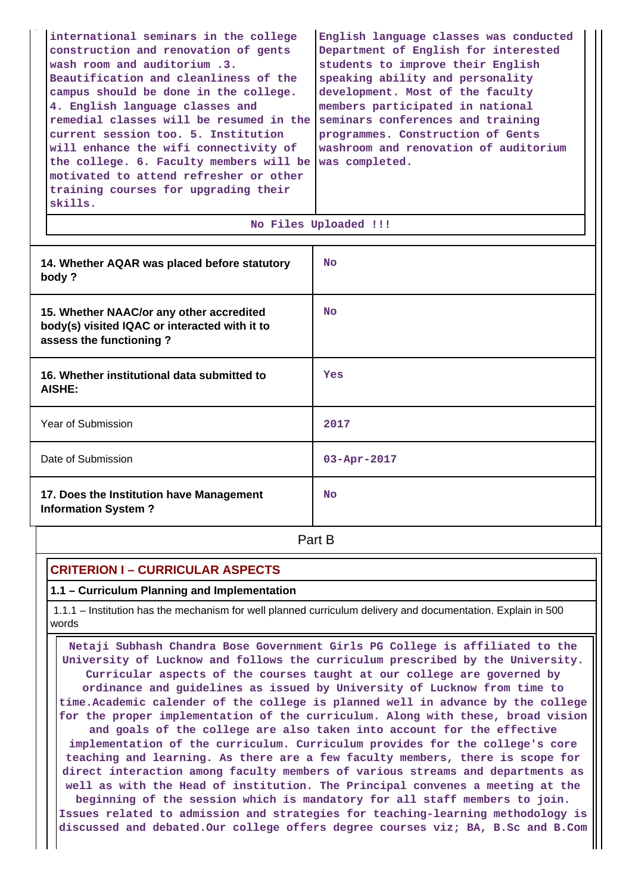| international seminars in the college construction and renovation of gents wash room and auditorium .3. Beautification and cleanliness of the campus should be done in the college. 4. English language classes and remedial classes will be resumed in the current session too. 5. Institution will enhance the wifi connectivity of the college. 6. Faculty members will be motivated to attend refresher or other training courses for upgrading their skills. | English language classes was conducted Department of English for interested students to improve their English speaking ability and personality development. Most of the faculty members participated in national seminars conferences and training programmes. Construction of Gents washroom and renovation of auditorium was completed. |
|---|---|
| No Files Uploaded !!! | |

| | |
|---|---|
| 14. Whether AQAR was placed before statutory body ? | No |
| 15. Whether NAAC/or any other accredited body(s) visited IQAC or interacted with it to assess the functioning ? | No |
| 16. Whether institutional data submitted to AISHE: | Yes |
| Year of Submission | 2017 |
| Date of Submission | 03-Apr-2017 |
| 17. Does the Institution have Management Information System ? | No |

Part B

## CRITERION I – CURRICULAR ASPECTS

### 1.1 – Curriculum Planning and Implementation

1.1.1 – Institution has the mechanism for well planned curriculum delivery and documentation. Explain in 500 words

Netaji Subhash Chandra Bose Government Girls PG College is affiliated to the University of Lucknow and follows the curriculum prescribed by the University. Curricular aspects of the courses taught at our college are governed by ordinance and guidelines as issued by University of Lucknow from time to time.Academic calender of the college is planned well in advance by the college for the proper implementation of the curriculum. Along with these, broad vision and goals of the college are also taken into account for the effective implementation of the curriculum. Curriculum provides for the college's core teaching and learning. As there are a few faculty members, there is scope for direct interaction among faculty members of various streams and departments as well as with the Head of institution. The Principal convenes a meeting at the beginning of the session which is mandatory for all staff members to join. Issues related to admission and strategies for teaching-learning methodology is discussed and debated.Our college offers degree courses viz; BA, B.Sc and B.Com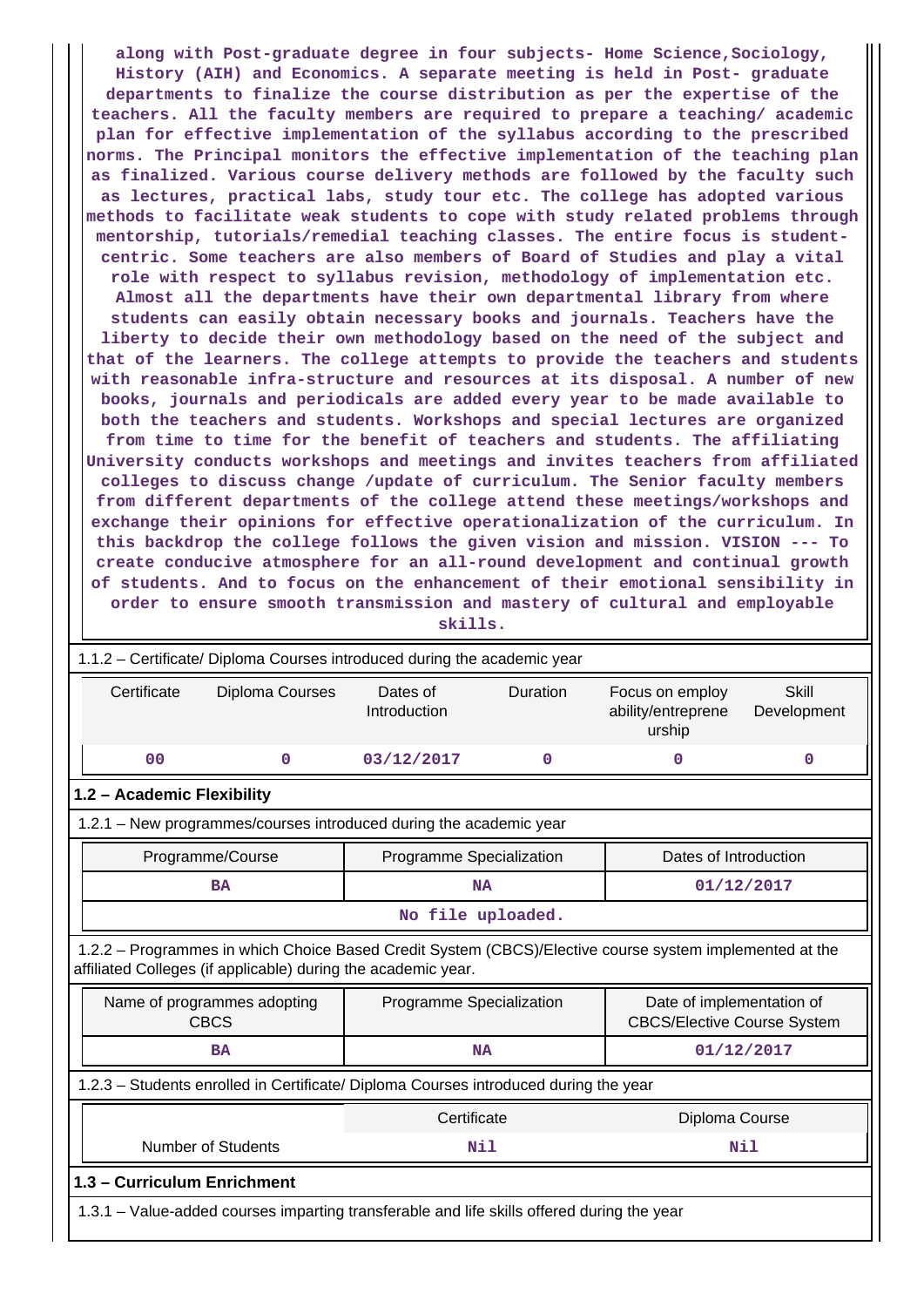**along with Post-graduate degree in four subjects- Home Science,Sociology, History (AIH) and Economics. A separate meeting is held in Post- graduate departments to finalize the course distribution as per the expertise of the teachers. All the faculty members are required to prepare a teaching/ academic plan for effective implementation of the syllabus according to the prescribed norms. The Principal monitors the effective implementation of the teaching plan as finalized. Various course delivery methods are followed by the faculty such as lectures, practical labs, study tour etc. The college has adopted various methods to facilitate weak students to cope with study related problems through mentorship, tutorials/remedial teaching classes. The entire focus is student-centric. Some teachers are also members of Board of Studies and play a vital role with respect to syllabus revision, methodology of implementation etc. Almost all the departments have their own departmental library from where students can easily obtain necessary books and journals. Teachers have the liberty to decide their own methodology based on the need of the subject and that of the learners. The college attempts to provide the teachers and students with reasonable infra-structure and resources at its disposal. A number of new books, journals and periodicals are added every year to be made available to both the teachers and students. Workshops and special lectures are organized from time to time for the benefit of teachers and students. The affiliating University conducts workshops and meetings and invites teachers from affiliated colleges to discuss change /update of curriculum. The Senior faculty members from different departments of the college attend these meetings/workshops and exchange their opinions for effective operationalization of the curriculum. In this backdrop the college follows the given vision and mission. VISION --- To create conducive atmosphere for an all-round development and continual growth of students. And to focus on the enhancement of their emotional sensibility in order to ensure smooth transmission and mastery of cultural and employable skills.**

1.1.2 – Certificate/ Diploma Courses introduced during the academic year

| Certificate | Diploma Courses | Dates of Introduction | Duration | Focus on employ ability/entreprene urship | Skill Development |
|---|---|---|---|---|---|
| 00 | 0 | 03/12/2017 | 0 | 0 | 0 |

**1.2 – Academic Flexibility**

1.2.1 – New programmes/courses introduced during the academic year

| Programme/Course | Programme Specialization | Dates of Introduction |
|---|---|---|
| BA | NA | 01/12/2017 |
| | No file uploaded. | |

1.2.2 – Programmes in which Choice Based Credit System (CBCS)/Elective course system implemented at the affiliated Colleges (if applicable) during the academic year.

| Name of programmes adopting CBCS | Programme Specialization | Date of implementation of CBCS/Elective Course System |
|---|---|---|
| BA | NA | 01/12/2017 |

1.2.3 – Students enrolled in Certificate/ Diploma Courses introduced during the year

| | Certificate | Diploma Course |
|---|---|---|
| Number of Students | Nil | Nil |

**1.3 – Curriculum Enrichment**

1.3.1 – Value-added courses imparting transferable and life skills offered during the year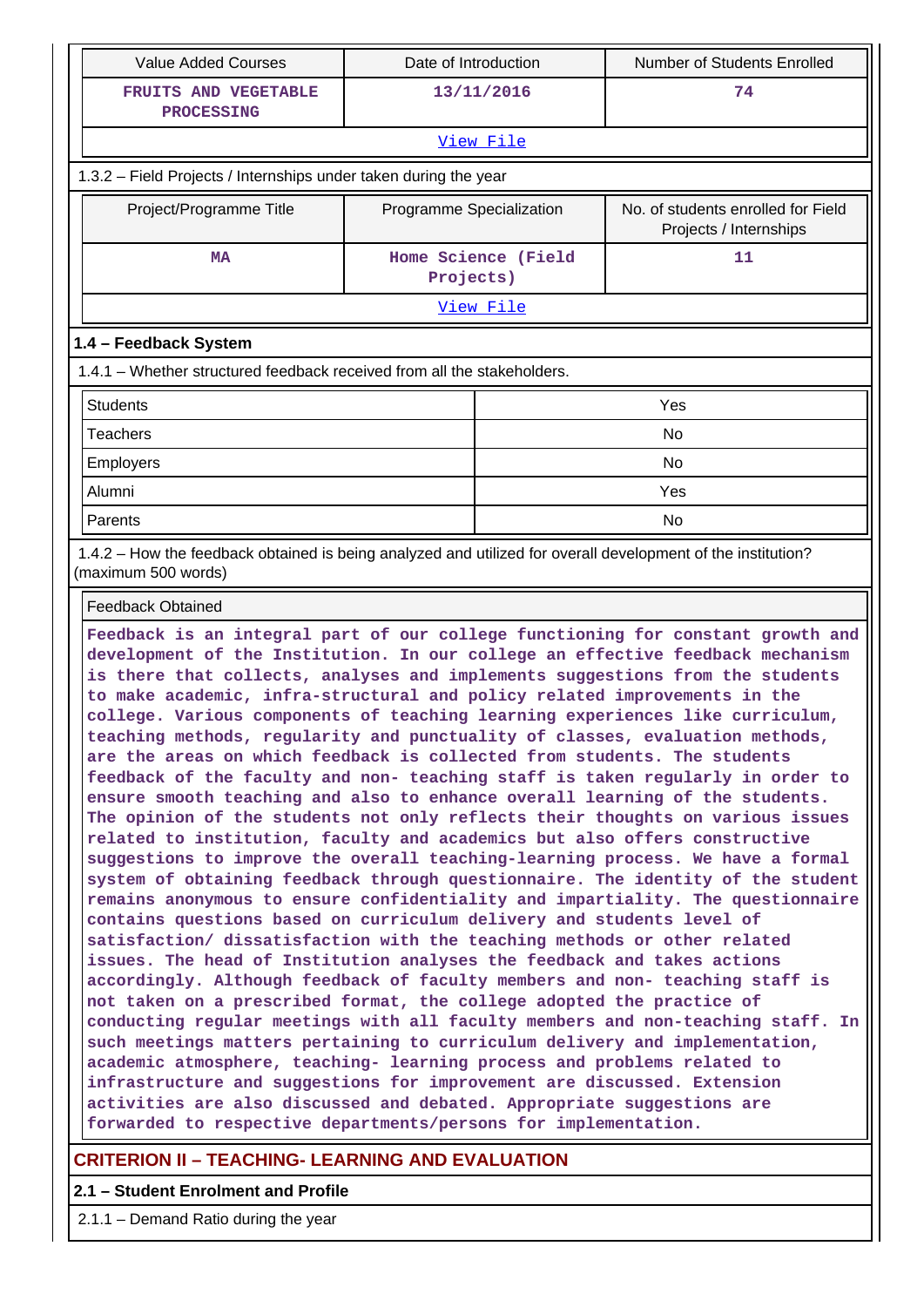| Value Added Courses | Date of Introduction | Number of Students Enrolled |
|---|---|---|
| FRUITS AND VEGETABLE PROCESSING | 13/11/2016 | 74 |
| View File | | |

1.3.2 – Field Projects / Internships under taken during the year

| Project/Programme Title | Programme Specialization | No. of students enrolled for Field Projects / Internships |
|---|---|---|
| MA | Home Science (Field Projects) | 11 |
| View File | | |

### 1.4 – Feedback System

1.4.1 – Whether structured feedback received from all the stakeholders.

| | |
|---|---|
| Students | Yes |
| Teachers | No |
| Employers | No |
| Alumni | Yes |
| Parents | No |

1.4.2 – How the feedback obtained is being analyzed and utilized for overall development of the institution? (maximum 500 words)

Feedback Obtained

Feedback is an integral part of our college functioning for constant growth and development of the Institution. In our college an effective feedback mechanism is there that collects, analyses and implements suggestions from the students to make academic, infra-structural and policy related improvements in the college. Various components of teaching learning experiences like curriculum, teaching methods, regularity and punctuality of classes, evaluation methods, are the areas on which feedback is collected from students. The students feedback of the faculty and non- teaching staff is taken regularly in order to ensure smooth teaching and also to enhance overall learning of the students. The opinion of the students not only reflects their thoughts on various issues related to institution, faculty and academics but also offers constructive suggestions to improve the overall teaching-learning process. We have a formal system of obtaining feedback through questionnaire. The identity of the student remains anonymous to ensure confidentiality and impartiality. The questionnaire contains questions based on curriculum delivery and students level of satisfaction/ dissatisfaction with the teaching methods or other related issues. The head of Institution analyses the feedback and takes actions accordingly. Although feedback of faculty members and non- teaching staff is not taken on a prescribed format, the college adopted the practice of conducting regular meetings with all faculty members and non-teaching staff. In such meetings matters pertaining to curriculum delivery and implementation, academic atmosphere, teaching- learning process and problems related to infrastructure and suggestions for improvement are discussed. Extension activities are also discussed and debated. Appropriate suggestions are forwarded to respective departments/persons for implementation.

## CRITERION II – TEACHING- LEARNING AND EVALUATION

### 2.1 – Student Enrolment and Profile

2.1.1 – Demand Ratio during the year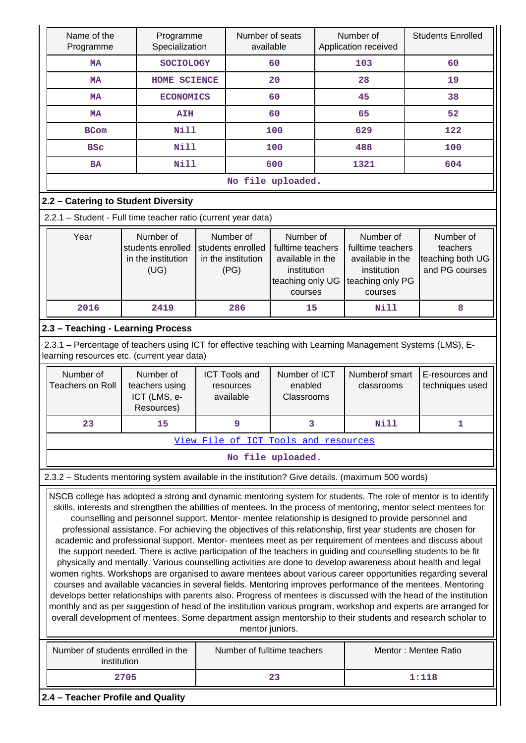| Name of the Programme | Programme Specialization | Number of seats available | Number of Application received | Students Enrolled |
|---|---|---|---|---|
| MA | SOCIOLOGY | 60 | 103 | 60 |
| MA | HOME SCIENCE | 20 | 28 | 19 |
| MA | ECONOMICS | 60 | 45 | 38 |
| MA | AIH | 60 | 65 | 52 |
| BCom | Nill | 100 | 629 | 122 |
| BSc | Nill | 100 | 488 | 100 |
| BA | Nill | 600 | 1321 | 604 |
| No file uploaded. | | | | |

## 2.2 – Catering to Student Diversity

2.2.1 – Student - Full time teacher ratio (current year data)

| Year | Number of students enrolled in the institution (UG) | Number of students enrolled in the institution (PG) | Number of fulltime teachers available in the institution teaching only UG courses | Number of fulltime teachers available in the institution teaching only PG courses | Number of teachers teaching both UG and PG courses |
|---|---|---|---|---|---|
| 2016 | 2419 | 286 | 15 | Nill | 8 |

## 2.3 – Teaching - Learning Process

2.3.1 – Percentage of teachers using ICT for effective teaching with Learning Management Systems (LMS), E-learning resources etc. (current year data)

| Number of Teachers on Roll | Number of teachers using ICT (LMS, e-Resources) | ICT Tools and resources available | Number of ICT enabled Classrooms | Numberof smart classrooms | E-resources and techniques used |
|---|---|---|---|---|---|
| 23 | 15 | 9 | 3 | Nill | 1 |
| View File of ICT Tools and resources | | | | | |
| No file uploaded. | | | | | |

2.3.2 – Students mentoring system available in the institution? Give details. (maximum 500 words)

NSCB college has adopted a strong and dynamic mentoring system for students. The role of mentor is to identify skills, interests and strengthen the abilities of mentees. In the process of mentoring, mentor select mentees for counselling and personnel support. Mentor- mentee relationship is designed to provide personnel and professional assistance. For achieving the objectives of this relationship, first year students are chosen for academic and professional support. Mentor- mentees meet as per requirement of mentees and discuss about the support needed. There is active participation of the teachers in guiding and counselling students to be fit physically and mentally. Various counselling activities are done to develop awareness about health and legal women rights. Workshops are organised to aware mentees about various career opportunities regarding several courses and available vacancies in several fields. Mentoring improves performance of the mentees. Mentoring develops better relationships with parents also. Progress of mentees is discussed with the head of the institution monthly and as per suggestion of head of the institution various program, workshop and experts are arranged for overall development of mentees. Some department assign mentorship to their students and research scholar to mentor juniors.

| Number of students enrolled in the institution | Number of fulltime teachers | Mentor : Mentee Ratio |
|---|---|---|
| 2705 | 23 | 1:118 |

## 2.4 – Teacher Profile and Quality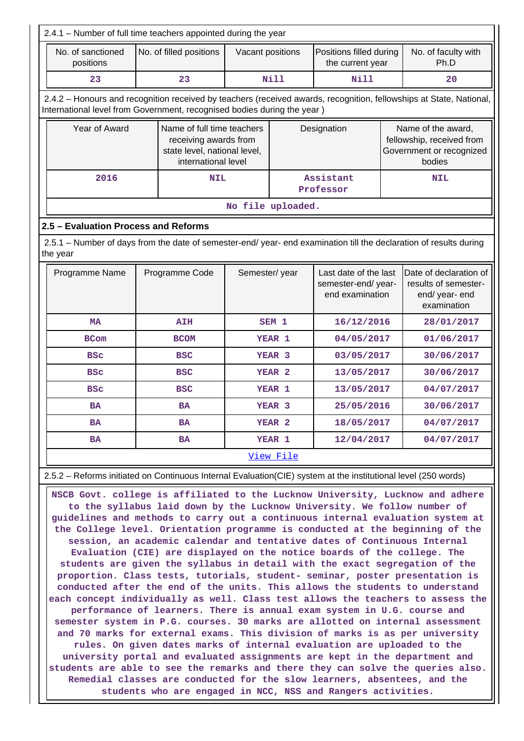2.4.1 – Number of full time teachers appointed during the year

| No. of sanctioned positions | No. of filled positions | Vacant positions | Positions filled during the current year | No. of faculty with Ph.D |
|---|---|---|---|---|
| 23 | 23 | Nill | Nill | 20 |

2.4.2 – Honours and recognition received by teachers (received awards, recognition, fellowships at State, National, International level from Government, recognised bodies during the year )

| Year of Award | Name of full time teachers receiving awards from state level, national level, international level | Designation | Name of the award, fellowship, received from Government or recognized bodies |
|---|---|---|---|
| 2016 | NIL | Assistant Professor | NIL |
| No file uploaded. | | | |

## 2.5 – Evaluation Process and Reforms

2.5.1 – Number of days from the date of semester-end/ year- end examination till the declaration of results during the year

| Programme Name | Programme Code | Semester/ year | Last date of the last semester-end/ year- end examination | Date of declaration of results of semester-end/ year- end examination |
|---|---|---|---|---|
| MA | AIH | SEM 1 | 16/12/2016 | 28/01/2017 |
| BCom | BCOM | YEAR 1 | 04/05/2017 | 01/06/2017 |
| BSc | BSC | YEAR 3 | 03/05/2017 | 30/06/2017 |
| BSc | BSC | YEAR 2 | 13/05/2017 | 30/06/2017 |
| BSc | BSC | YEAR 1 | 13/05/2017 | 04/07/2017 |
| BA | BA | YEAR 3 | 25/05/2016 | 30/06/2017 |
| BA | BA | YEAR 2 | 18/05/2017 | 04/07/2017 |
| BA | BA | YEAR 1 | 12/04/2017 | 04/07/2017 |
| View File | | | | |

2.5.2 – Reforms initiated on Continuous Internal Evaluation(CIE) system at the institutional level (250 words)

NSCB Govt. college is affiliated to the Lucknow University, Lucknow and adhere to the syllabus laid down by the Lucknow University. We follow number of guidelines and methods to carry out a continuous internal evaluation system at the College level. Orientation programme is conducted at the beginning of the session, an academic calendar and tentative dates of Continuous Internal Evaluation (CIE) are displayed on the notice boards of the college. The students are given the syllabus in detail with the exact segregation of the proportion. Class tests, tutorials, student- seminar, poster presentation is conducted after the end of the units. This allows the students to understand each concept individually as well. Class test allows the teachers to assess the performance of learners. There is annual exam system in U.G. course and semester system in P.G. courses. 30 marks are allotted on internal assessment and 70 marks for external exams. This division of marks is as per university rules. On given dates marks of internal evaluation are uploaded to the university portal and evaluated assignments are kept in the department and students are able to see the remarks and there they can solve the queries also. Remedial classes are conducted for the slow learners, absentees, and the students who are engaged in NCC, NSS and Rangers activities.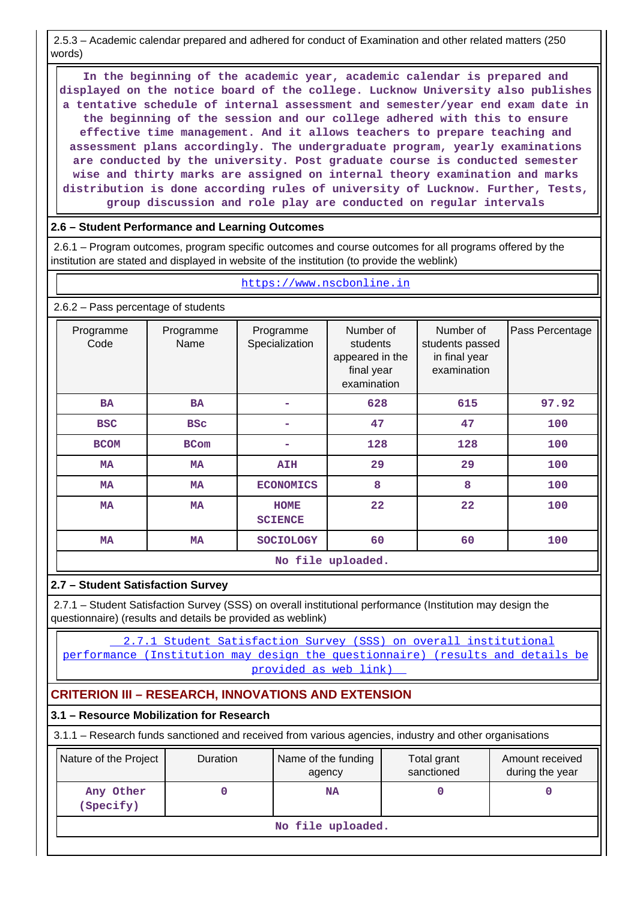2.5.3 – Academic calendar prepared and adhered for conduct of Examination and other related matters (250 words)

In the beginning of the academic year, academic calendar is prepared and displayed on the notice board of the college. Lucknow University also publishes a tentative schedule of internal assessment and semester/year end exam date in the beginning of the session and our college adhered with this to ensure effective time management. And it allows teachers to prepare teaching and assessment plans accordingly. The undergraduate program, yearly examinations are conducted by the university. Post graduate course is conducted semester wise and thirty marks are assigned on internal theory examination and marks distribution is done according rules of university of Lucknow. Further, Tests, group discussion and role play are conducted on regular intervals

### 2.6 – Student Performance and Learning Outcomes

2.6.1 – Program outcomes, program specific outcomes and course outcomes for all programs offered by the institution are stated and displayed in website of the institution (to provide the weblink)

https://www.nscbonline.in

2.6.2 – Pass percentage of students

| Programme Code | Programme Name | Programme Specialization | Number of students appeared in the final year examination | Number of students passed in final year examination | Pass Percentage |
|---|---|---|---|---|---|
| BA | BA | - | 628 | 615 | 97.92 |
| BSC | BSc | - | 47 | 47 | 100 |
| BCOM | BCom | - | 128 | 128 | 100 |
| MA | MA | AIH | 29 | 29 | 100 |
| MA | MA | ECONOMICS | 8 | 8 | 100 |
| MA | MA | HOME SCIENCE | 22 | 22 | 100 |
| MA | MA | SOCIOLOGY | 60 | 60 | 100 |

No file uploaded.

### 2.7 – Student Satisfaction Survey

2.7.1 – Student Satisfaction Survey (SSS) on overall institutional performance (Institution may design the questionnaire) (results and details be provided as weblink)

2.7.1 Student Satisfaction Survey (SSS) on overall institutional performance (Institution may design the questionnaire) (results and details be provided as web link)

## CRITERION III – RESEARCH, INNOVATIONS AND EXTENSION

### 3.1 – Resource Mobilization for Research

3.1.1 – Research funds sanctioned and received from various agencies, industry and other organisations

| Nature of the Project | Duration | Name of the funding agency | Total grant sanctioned | Amount received during the year |
|---|---|---|---|---|
| Any Other (Specify) | 0 | NA | 0 | 0 |

No file uploaded.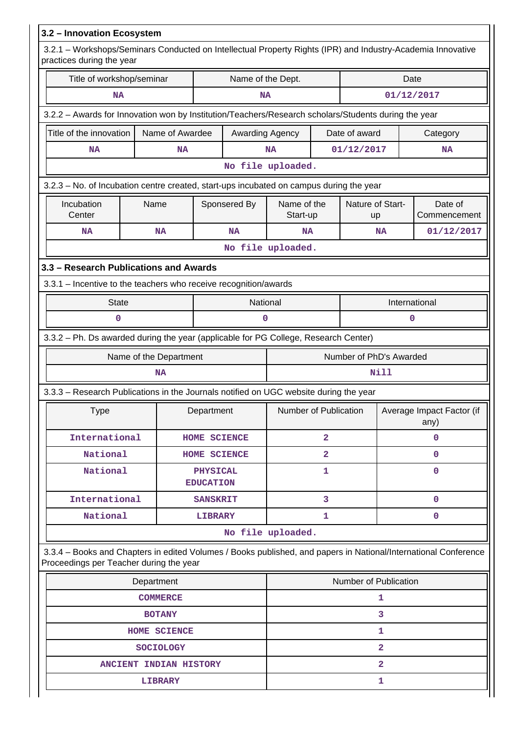## 3.2 – Innovation Ecosystem

3.2.1 – Workshops/Seminars Conducted on Intellectual Property Rights (IPR) and Industry-Academia Innovative practices during the year

| Title of workshop/seminar | Name of the Dept. | Date |
|---|---|---|
| NA | NA | 01/12/2017 |

3.2.2 – Awards for Innovation won by Institution/Teachers/Research scholars/Students during the year

| Title of the innovation | Name of Awardee | Awarding Agency | Date of award | Category |
|---|---|---|---|---|
| NA | NA | NA | 01/12/2017 | NA |
| No file uploaded. | | | | |

3.2.3 – No. of Incubation centre created, start-ups incubated on campus during the year

| Incubation Center | Name | Sponsered By | Name of the Start-up | Nature of Start-up | Date of Commencement |
|---|---|---|---|---|---|
| NA | NA | NA | NA | NA | 01/12/2017 |
| No file uploaded. | | | | | |

## 3.3 – Research Publications and Awards

3.3.1 – Incentive to the teachers who receive recognition/awards

| State | National | International |
|---|---|---|
| 0 | 0 | 0 |

3.3.2 – Ph. Ds awarded during the year (applicable for PG College, Research Center)

| Name of the Department | Number of PhD's Awarded |
|---|---|
| NA | Nill |

3.3.3 – Research Publications in the Journals notified on UGC website during the year

| Type | Department | Number of Publication | Average Impact Factor (if any) |
|---|---|---|---|
| International | HOME SCIENCE | 2 | 0 |
| National | HOME SCIENCE | 2 | 0 |
| National | PHYSICAL EDUCATION | 1 | 0 |
| International | SANSKRIT | 3 | 0 |
| National | LIBRARY | 1 | 0 |
| No file uploaded. | | | |

3.3.4 – Books and Chapters in edited Volumes / Books published, and papers in National/International Conference Proceedings per Teacher during the year

| Department | Number of Publication |
|---|---|
| COMMERCE | 1 |
| BOTANY | 3 |
| HOME SCIENCE | 1 |
| SOCIOLOGY | 2 |
| ANCIENT INDIAN HISTORY | 2 |
| LIBRARY | 1 |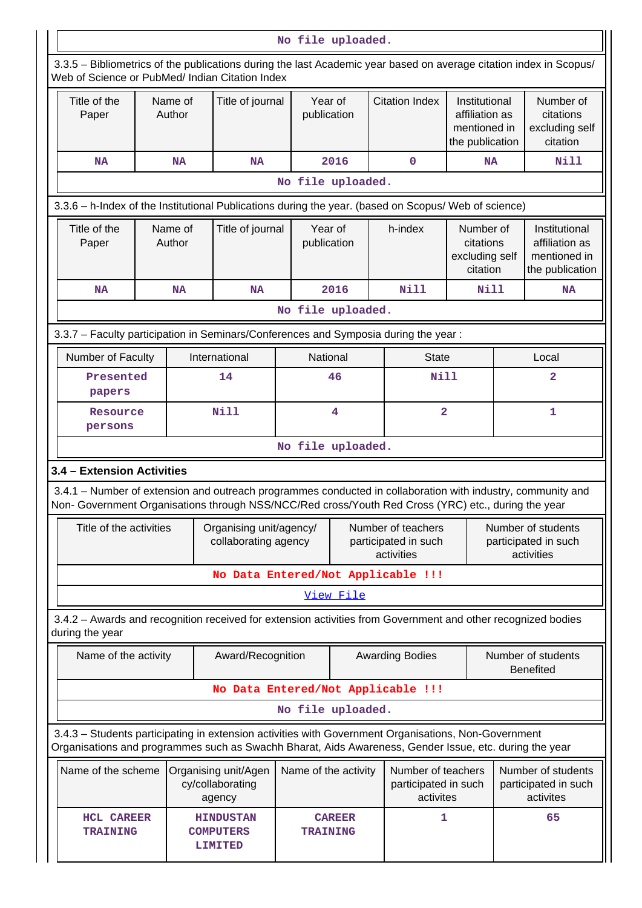No file uploaded.

3.3.5 – Bibliometrics of the publications during the last Academic year based on average citation index in Scopus/ Web of Science or PubMed/ Indian Citation Index

| Title of the Paper | Name of Author | Title of journal | Year of publication | Citation Index | Institutional affiliation as mentioned in the publication | Number of citations excluding self citation |
|---|---|---|---|---|---|---|
| NA | NA | NA | 2016 | 0 | NA | Nill |

No file uploaded.

3.3.6 – h-Index of the Institutional Publications during the year. (based on Scopus/ Web of science)

| Title of the Paper | Name of Author | Title of journal | Year of publication | h-index | Number of citations excluding self citation | Institutional affiliation as mentioned in the publication |
|---|---|---|---|---|---|---|
| NA | NA | NA | 2016 | Nill | Nill | NA |

No file uploaded.

3.3.7 – Faculty participation in Seminars/Conferences and Symposia during the year :

| Number of Faculty | International | National | State | Local |
|---|---|---|---|---|
| Presented papers | 14 | 46 | Nill | 2 |
| Resource persons | Nill | 4 | 2 | 1 |

No file uploaded.

### 3.4 – Extension Activities

3.4.1 – Number of extension and outreach programmes conducted in collaboration with industry, community and Non- Government Organisations through NSS/NCC/Red cross/Youth Red Cross (YRC) etc., during the year

| Title of the activities | Organising unit/agency/ collaborating agency | Number of teachers participated in such activities | Number of students participated in such activities |
|---|---|---|---|
| No Data Entered/Not Applicable !!! | | | |

View File

3.4.2 – Awards and recognition received for extension activities from Government and other recognized bodies during the year

| Name of the activity | Award/Recognition | Awarding Bodies | Number of students Benefited |
|---|---|---|---|
| No Data Entered/Not Applicable !!! | | | |

No file uploaded.

3.4.3 – Students participating in extension activities with Government Organisations, Non-Government Organisations and programmes such as Swachh Bharat, Aids Awareness, Gender Issue, etc. during the year

| Name of the scheme | Organising unit/Agency/collaborating agency | Name of the activity | Number of teachers participated in such activites | Number of students participated in such activites |
|---|---|---|---|---|
| HCL CAREER TRAINING | HINDUSTAN COMPUTERS LIMITED | CAREER TRAINING | 1 | 65 |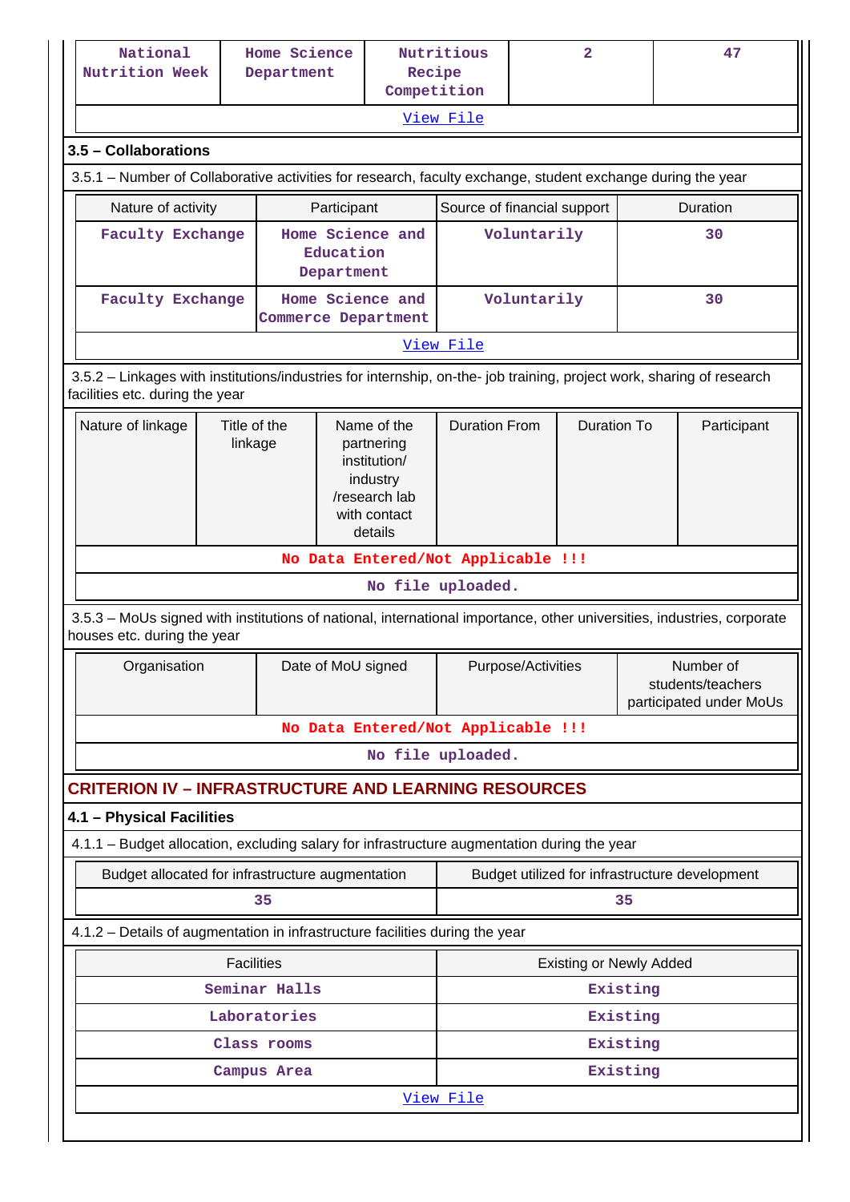| National Nutrition Week | Home Science Department | Nutritious Recipe Competition | 2 | 47 |
|---|---|---|---|---|
| View File | | | | |

### 3.5 – Collaborations

3.5.1 – Number of Collaborative activities for research, faculty exchange, student exchange during the year

| Nature of activity | Participant | Source of financial support | Duration |
|---|---|---|---|
| Faculty Exchange | Home Science and Education Department | Voluntarily | 30 |
| Faculty Exchange | Home Science and Commerce Department | Voluntarily | 30 |
| View File | | | |

3.5.2 – Linkages with institutions/industries for internship, on-the- job training, project work, sharing of research facilities etc. during the year

| Nature of linkage | Title of the linkage | Name of the partnering institution/ industry /research lab with contact details | Duration From | Duration To | Participant |
|---|---|---|---|---|---|
| No Data Entered/Not Applicable !!! | | | | | |
| No file uploaded. | | | | | |

3.5.3 – MoUs signed with institutions of national, international importance, other universities, industries, corporate houses etc. during the year

| Organisation | Date of MoU signed | Purpose/Activities | Number of students/teachers participated under MoUs |
|---|---|---|---|
| No Data Entered/Not Applicable !!! | | | |
| No file uploaded. | | | |

## CRITERION IV – INFRASTRUCTURE AND LEARNING RESOURCES

### 4.1 – Physical Facilities

4.1.1 – Budget allocation, excluding salary for infrastructure augmentation during the year

| Budget allocated for infrastructure augmentation | Budget utilized for infrastructure development |
|---|---|
| 35 | 35 |

4.1.2 – Details of augmentation in infrastructure facilities during the year

| Facilities | Existing or Newly Added |
|---|---|
| Seminar Halls | Existing |
| Laboratories | Existing |
| Class rooms | Existing |
| Campus Area | Existing |
| View File | |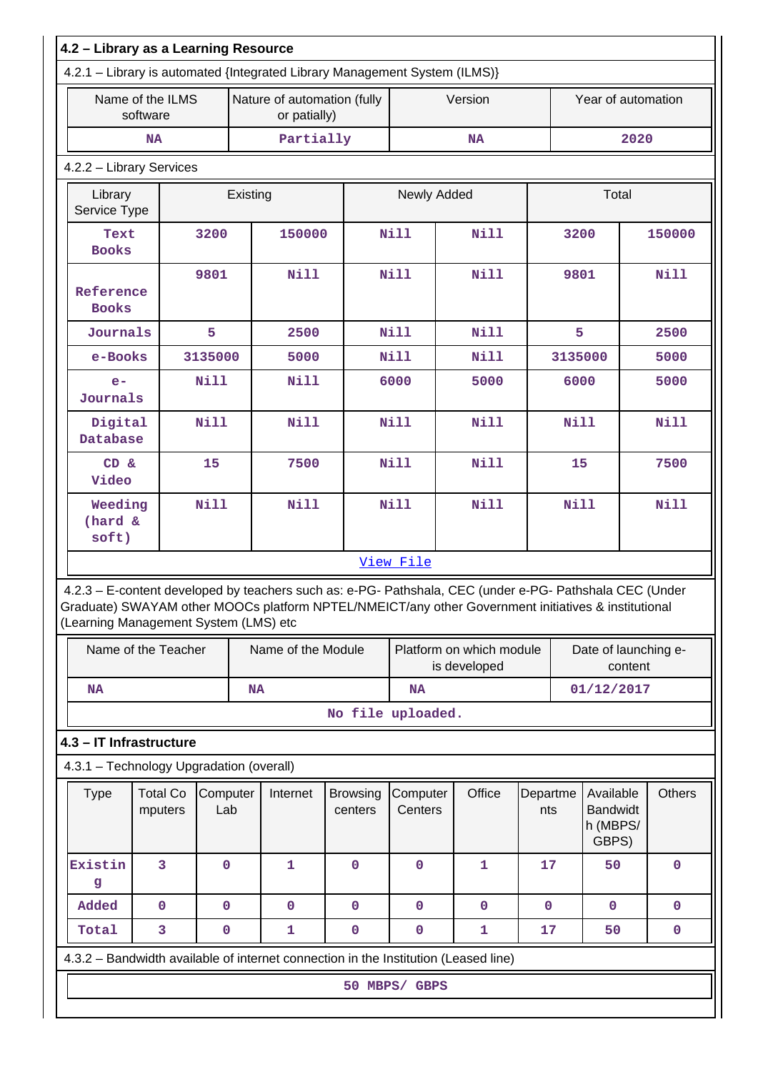## 4.2 – Library as a Learning Resource

4.2.1 – Library is automated {Integrated Library Management System (ILMS)}

| Name of the ILMS software | Nature of automation (fully or patially) | Version | Year of automation |
|---|---|---|---|
| NA | Partially | NA | 2020 |

4.2.2 – Library Services

| Library Service Type | Existing | | Newly Added | | Total | |
|---|---|---|---|---|---|---|
| Text Books | 3200 | 150000 | Nill | Nill | 3200 | 150000 |
| Reference Books | 9801 | Nill | Nill | Nill | 9801 | Nill |
| Journals | 5 | 2500 | Nill | Nill | 5 | 2500 |
| e-Books | 3135000 | 5000 | Nill | Nill | 3135000 | 5000 |
| e-Journals | Nill | Nill | 6000 | 5000 | 6000 | 5000 |
| Digital Database | Nill | Nill | Nill | Nill | Nill | Nill |
| CD & Video | 15 | 7500 | Nill | Nill | 15 | 7500 |
| Weeding (hard & soft) | Nill | Nill | Nill | Nill | Nill | Nill |

View File

4.2.3 – E-content developed by teachers such as: e-PG- Pathshala, CEC (under e-PG- Pathshala CEC (Under Graduate) SWAYAM other MOOCs platform NPTEL/NMEICT/any other Government initiatives & institutional (Learning Management System (LMS) etc

| Name of the Teacher | Name of the Module | Platform on which module is developed | Date of launching e-content |
|---|---|---|---|
| NA | NA | NA | 01/12/2017 |

No file uploaded.

## 4.3 – IT Infrastructure

4.3.1 – Technology Upgradation (overall)

| Type | Total Computers | Computer Lab | Internet | Browsing centers | Computer Centers | Office | Departments | Available Bandwidth (MBPS/ GBPS) | Others |
|---|---|---|---|---|---|---|---|---|---|
| Existing | 3 | 0 | 1 | 0 | 0 | 1 | 17 | 50 | 0 |
| Added | 0 | 0 | 0 | 0 | 0 | 0 | 0 | 0 | 0 |
| Total | 3 | 0 | 1 | 0 | 0 | 1 | 17 | 50 | 0 |

4.3.2 – Bandwidth available of internet connection in the Institution (Leased line)

50 MBPS/ GBPS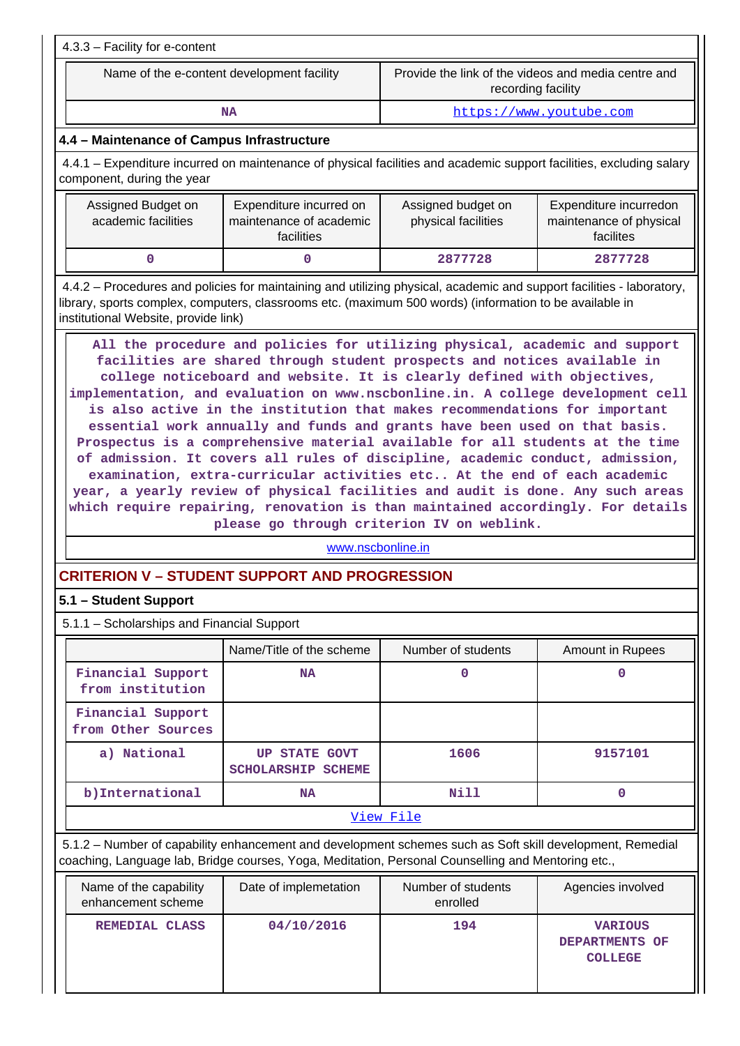4.3.3 – Facility for e-content

| Name of the e-content development facility | Provide the link of the videos and media centre and recording facility |
|---|---|
| NA | https://www.youtube.com |

**4.4 – Maintenance of Campus Infrastructure**

4.4.1 – Expenditure incurred on maintenance of physical facilities and academic support facilities, excluding salary component, during the year

| Assigned Budget on academic facilities | Expenditure incurred on maintenance of academic facilities | Assigned budget on physical facilities | Expenditure incurredon maintenance of physical facilites |
|---|---|---|---|
| 0 | 0 | 2877728 | 2877728 |

4.4.2 – Procedures and policies for maintaining and utilizing physical, academic and support facilities - laboratory, library, sports complex, computers, classrooms etc. (maximum 500 words) (information to be available in institutional Website, provide link)

All the procedure and policies for utilizing physical, academic and support facilities are shared through student prospects and notices available in college noticeboard and website. It is clearly defined with objectives, implementation, and evaluation on www.nscbonline.in. A college development cell is also active in the institution that makes recommendations for important essential work annually and funds and grants have been used on that basis. Prospectus is a comprehensive material available for all students at the time of admission. It covers all rules of discipline, academic conduct, admission, examination, extra-curricular activities etc.. At the end of each academic year, a yearly review of physical facilities and audit is done. Any such areas which require repairing, renovation is than maintained accordingly. For details please go through criterion IV on weblink.

www.nscbonline.in

## CRITERION V – STUDENT SUPPORT AND PROGRESSION

**5.1 – Student Support**

5.1.1 – Scholarships and Financial Support

| | Name/Title of the scheme | Number of students | Amount in Rupees |
|---|---|---|---|
| Financial Support from institution | NA | 0 | 0 |
| Financial Support from Other Sources | | | |
| a) National | UP STATE GOVT SCHOLARSHIP SCHEME | 1606 | 9157101 |
| b)International | NA | Nill | 0 |

View File

5.1.2 – Number of capability enhancement and development schemes such as Soft skill development, Remedial coaching, Language lab, Bridge courses, Yoga, Meditation, Personal Counselling and Mentoring etc.,

| Name of the capability enhancement scheme | Date of implemetation | Number of students enrolled | Agencies involved |
|---|---|---|---|
| REMEDIAL CLASS | 04/10/2016 | 194 | VARIOUS DEPARTMENTS OF COLLEGE |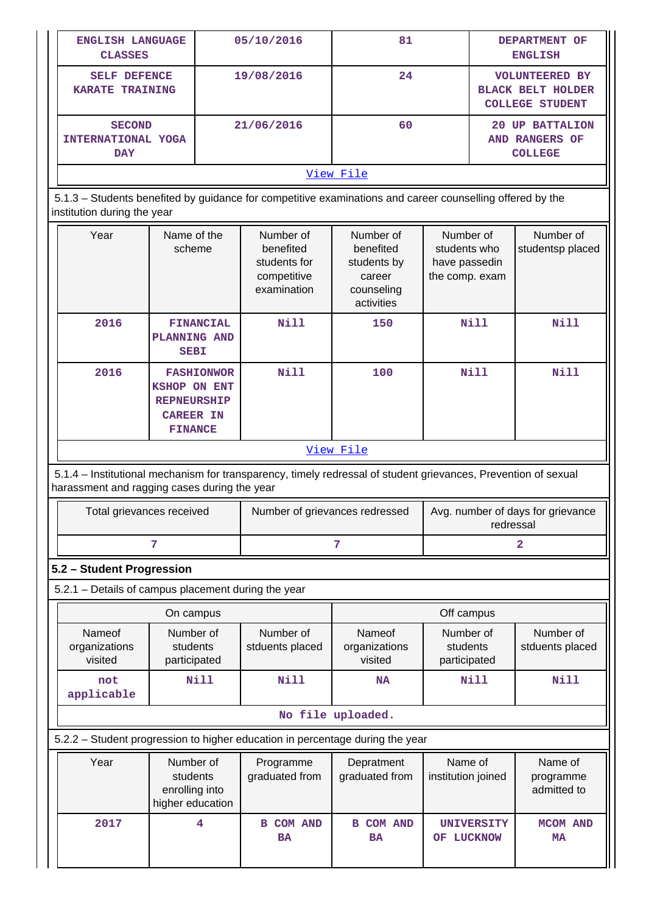| ENGLISH LANGUAGE CLASSES | 05/10/2016 | 81 | DEPARTMENT OF ENGLISH |
|---|---|---|---|
| SELF DEFENCE KARATE TRAINING | 19/08/2016 | 24 | VOLUNTEERED BY BLACK BELT HOLDER COLLEGE STUDENT |
| SECOND INTERNATIONAL YOGA DAY | 21/06/2016 | 60 | 20 UP BATTALION AND RANGERS OF COLLEGE |

[View File]

5.1.3 – Students benefited by guidance for competitive examinations and career counselling offered by the institution during the year

| Year | Name of the scheme | Number of benefited students for competitive examination | Number of benefited students by career counseling activities | Number of students who have passedin the comp. exam | Number of studentsp placed |
|---|---|---|---|---|---|
| 2016 | FINANCIAL PLANNING AND SEBI | Nill | 150 | Nill | Nill |
| 2016 | FASHIONWORKSHOP ON ENTREPNEURSHIP CAREER IN FINANCE | Nill | 100 | Nill | Nill |

[View File]

5.1.4 – Institutional mechanism for transparency, timely redressal of student grievances, Prevention of sexual harassment and ragging cases during the year

| Total grievances received | Number of grievances redressed | Avg. number of days for grievance redressal |
|---|---|---|
| 7 | 7 | 2 |

## 5.2 – Student Progression

5.2.1 – Details of campus placement during the year

| On campus | | | Off campus | | |
|---|---|---|---|---|---|
| Nameof organizations visited | Number of students participated | Number of stduents placed | Nameof organizations visited | Number of students participated | Number of stduents placed |
| not applicable | Nill | Nill | NA | Nill | Nill |

No file uploaded.

5.2.2 – Student progression to higher education in percentage during the year

| Year | Number of students enrolling into higher education | Programme graduated from | Depratment graduated from | Name of institution joined | Name of programme admitted to |
|---|---|---|---|---|---|
| 2017 | 4 | B COM AND BA | B COM AND BA | UNIVERSITY OF LUCKNOW | MCOM AND MA |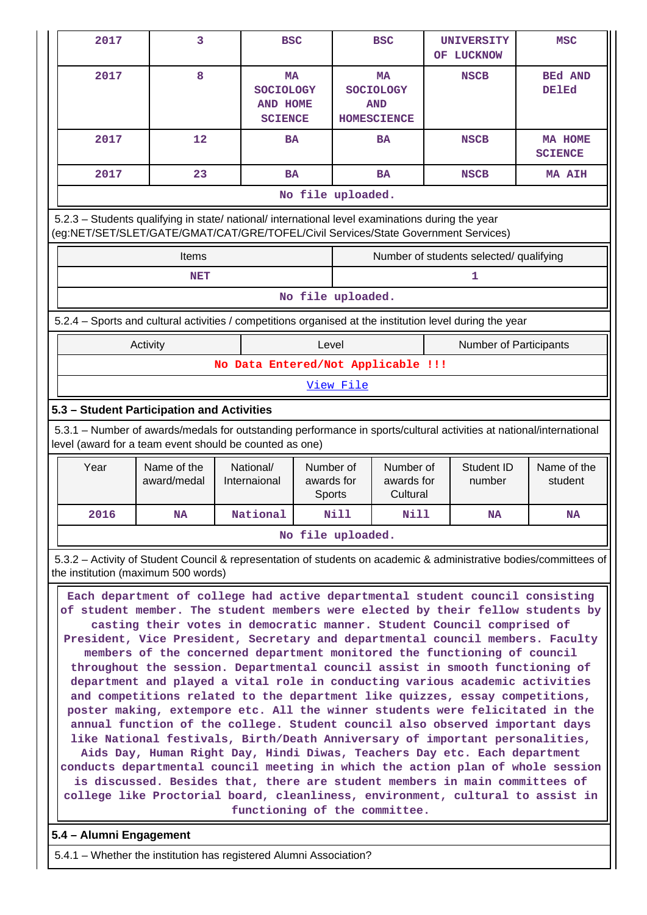| 2017 | 3 | BSC | BSC | UNIVERSITY OF LUCKNOW | MSC |
|---|---|---|---|---|---|
| 2017 | 8 | MA SOCIOLOGY AND HOME SCIENCE | MA SOCIOLOGY AND HOMESCIENCE | NSCB | BEd AND DElEd |
| 2017 | 12 | BA | BA | NSCB | MA HOME SCIENCE |
| 2017 | 23 | BA | BA | NSCB | MA AIH |

No file uploaded.

5.2.3 – Students qualifying in state/ national/ international level examinations during the year (eg:NET/SET/SLET/GATE/GMAT/CAT/GRE/TOFEL/Civil Services/State Government Services)

| Items | Number of students selected/ qualifying |
|---|---|
| NET | 1 |

No file uploaded.

5.2.4 – Sports and cultural activities / competitions organised at the institution level during the year

| Activity | Level | Number of Participants |
|---|---|---|

No Data Entered/Not Applicable !!!

View File

### 5.3 – Student Participation and Activities

5.3.1 – Number of awards/medals for outstanding performance in sports/cultural activities at national/international level (award for a team event should be counted as one)

| Year | Name of the award/medal | National/ Internaional | Number of awards for Sports | Number of awards for Cultural | Student ID number | Name of the student |
|---|---|---|---|---|---|---|
| 2016 | NA | National | Nill | Nill | NA | NA |

No file uploaded.

5.3.2 – Activity of Student Council & representation of students on academic & administrative bodies/committees of the institution (maximum 500 words)

Each department of college had active departmental student council consisting of student member. The student members were elected by their fellow students by casting their votes in democratic manner. Student Council comprised of President, Vice President, Secretary and departmental council members. Faculty members of the concerned department monitored the functioning of council throughout the session. Departmental council assist in smooth functioning of department and played a vital role in conducting various academic activities and competitions related to the department like quizzes, essay competitions, poster making, extempore etc. All the winner students were felicitated in the annual function of the college. Student council also observed important days like National festivals, Birth/Death Anniversary of important personalities, Aids Day, Human Right Day, Hindi Diwas, Teachers Day etc. Each department conducts departmental council meeting in which the action plan of whole session is discussed. Besides that, there are student members in main committees of college like Proctorial board, cleanliness, environment, cultural to assist in functioning of the committee.

### 5.4 – Alumni Engagement

5.4.1 – Whether the institution has registered Alumni Association?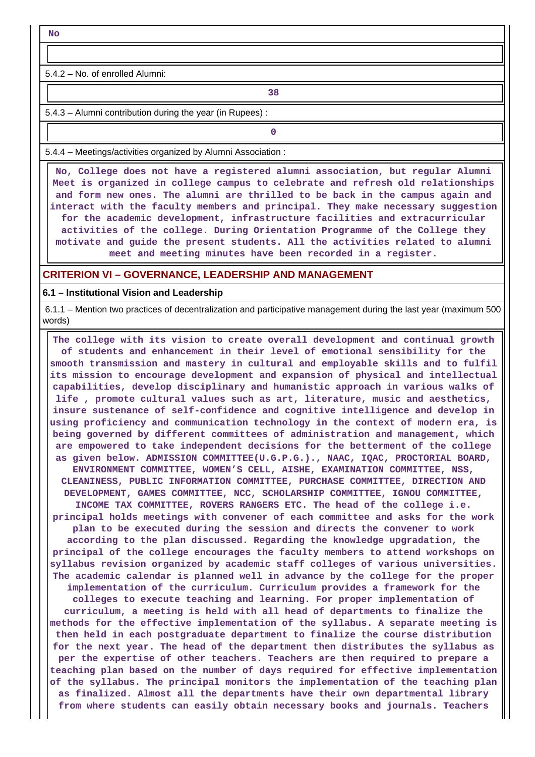No

5.4.2 – No. of enrolled Alumni:

38

5.4.3 – Alumni contribution during the year (in Rupees) :

0

5.4.4 – Meetings/activities organized by Alumni Association :

No, College does not have a registered alumni association, but regular Alumni Meet is organized in college campus to celebrate and refresh old relationships and form new ones. The alumni are thrilled to be back in the campus again and interact with the faculty members and principal. They make necessary suggestion for the academic development, infrastructure facilities and extracurricular activities of the college. During Orientation Programme of the College they motivate and guide the present students. All the activities related to alumni meet and meeting minutes have been recorded in a register.

## CRITERION VI – GOVERNANCE, LEADERSHIP AND MANAGEMENT

### 6.1 – Institutional Vision and Leadership

6.1.1 – Mention two practices of decentralization and participative management during the last year (maximum 500 words)

The college with its vision to create overall development and continual growth of students and enhancement in their level of emotional sensibility for the smooth transmission and mastery in cultural and employable skills and to fulfil its mission to encourage development and expansion of physical and intellectual capabilities, develop disciplinary and humanistic approach in various walks of life , promote cultural values such as art, literature, music and aesthetics, insure sustenance of self-confidence and cognitive intelligence and develop in using proficiency and communication technology in the context of modern era, is being governed by different committees of administration and management, which are empowered to take independent decisions for the betterment of the college as given below. ADMISSION COMMITTEE(U.G.P.G.)., NAAC, IQAC, PROCTORIAL BOARD, ENVIRONMENT COMMITTEE, WOMEN'S CELL, AISHE, EXAMINATION COMMITTEE, NSS, CLEANINESS, PUBLIC INFORMATION COMMITTEE, PURCHASE COMMITTEE, DIRECTION AND DEVELOPMENT, GAMES COMMITTEE, NCC, SCHOLARSHIP COMMITTEE, IGNOU COMMITTEE, INCOME TAX COMMITTEE, ROVERS RANGERS ETC. The head of the college i.e. principal holds meetings with convener of each committee and asks for the work plan to be executed during the session and directs the convener to work according to the plan discussed. Regarding the knowledge upgradation, the principal of the college encourages the faculty members to attend workshops on syllabus revision organized by academic staff colleges of various universities. The academic calendar is planned well in advance by the college for the proper implementation of the curriculum. Curriculum provides a framework for the colleges to execute teaching and learning. For proper implementation of curriculum, a meeting is held with all head of departments to finalize the methods for the effective implementation of the syllabus. A separate meeting is then held in each postgraduate department to finalize the course distribution for the next year. The head of the department then distributes the syllabus as per the expertise of other teachers. Teachers are then required to prepare a teaching plan based on the number of days required for effective implementation of the syllabus. The principal monitors the implementation of the teaching plan as finalized. Almost all the departments have their own departmental library from where students can easily obtain necessary books and journals. Teachers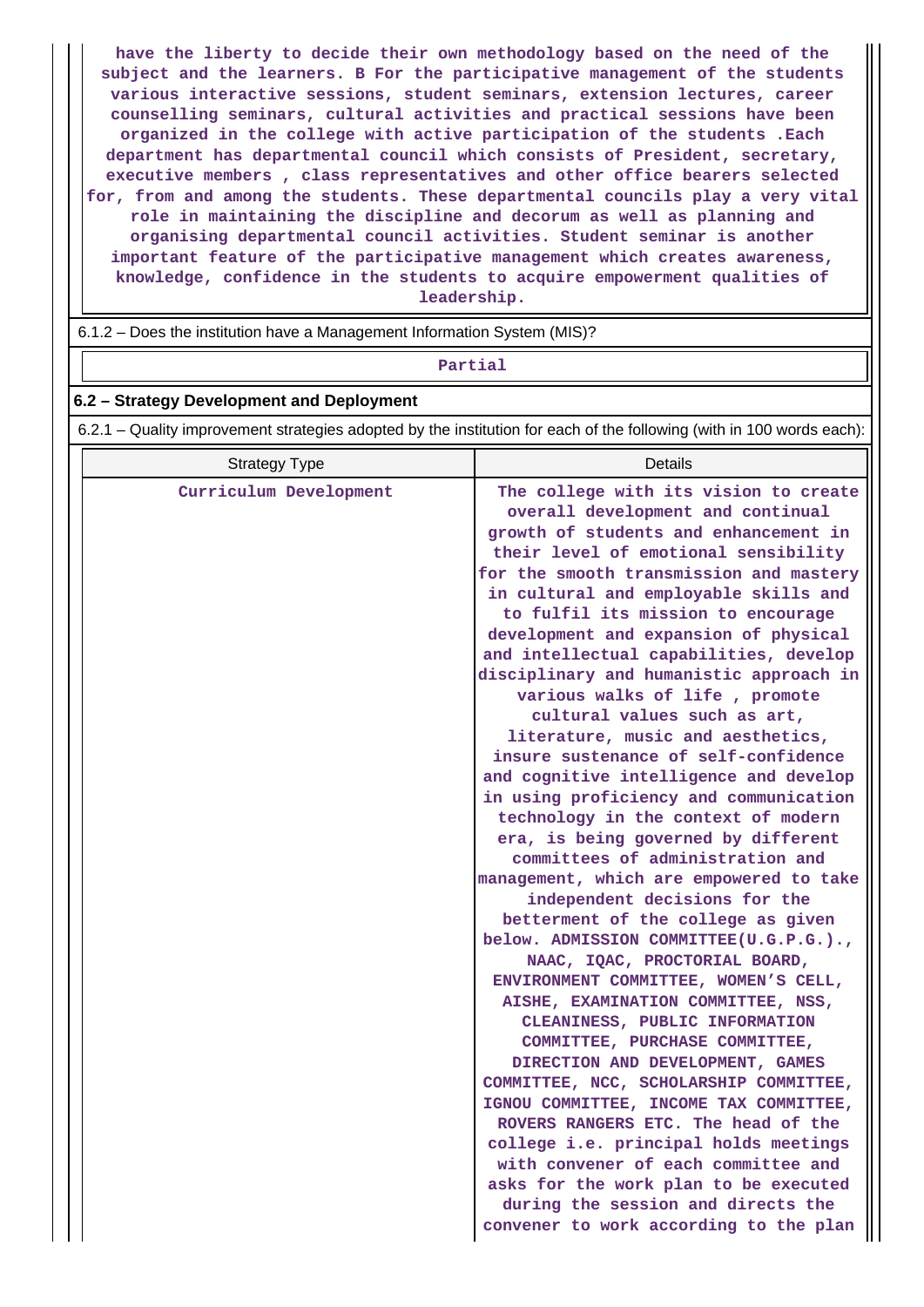have the liberty to decide their own methodology based on the need of the subject and the learners. B For the participative management of the students various interactive sessions, student seminars, extension lectures, career counselling seminars, cultural activities and practical sessions have been organized in the college with active participation of the students .Each department has departmental council which consists of President, secretary, executive members , class representatives and other office bearers selected for, from and among the students. These departmental councils play a very vital role in maintaining the discipline and decorum as well as planning and organising departmental council activities. Student seminar is another important feature of the participative management which creates awareness, knowledge, confidence in the students to acquire empowerment qualities of leadership.

6.1.2 – Does the institution have a Management Information System (MIS)?

Partial

**6.2 – Strategy Development and Deployment**

6.2.1 – Quality improvement strategies adopted by the institution for each of the following (with in 100 words each):

| Strategy Type | Details |
| --- | --- |
| Curriculum Development | The college with its vision to create overall development and continual growth of students and enhancement in their level of emotional sensibility for the smooth transmission and mastery in cultural and employable skills and to fulfil its mission to encourage development and expansion of physical and intellectual capabilities, develop disciplinary and humanistic approach in various walks of life , promote cultural values such as art, literature, music and aesthetics, insure sustenance of self-confidence and cognitive intelligence and develop in using proficiency and communication technology in the context of modern era, is being governed by different committees of administration and management, which are empowered to take independent decisions for the betterment of the college as given below. ADMISSION COMMITTEE(U.G.P.G.)., NAAC, IQAC, PROCTORIAL BOARD, ENVIRONMENT COMMITTEE, WOMEN'S CELL, AISHE, EXAMINATION COMMITTEE, NSS, CLEANINESS, PUBLIC INFORMATION COMMITTEE, PURCHASE COMMITTEE, DIRECTION AND DEVELOPMENT, GAMES COMMITTEE, NCC, SCHOLARSHIP COMMITTEE, IGNOU COMMITTEE, INCOME TAX COMMITTEE, ROVERS RANGERS ETC. The head of the college i.e. principal holds meetings with convener of each committee and asks for the work plan to be executed during the session and directs the convener to work according to the plan |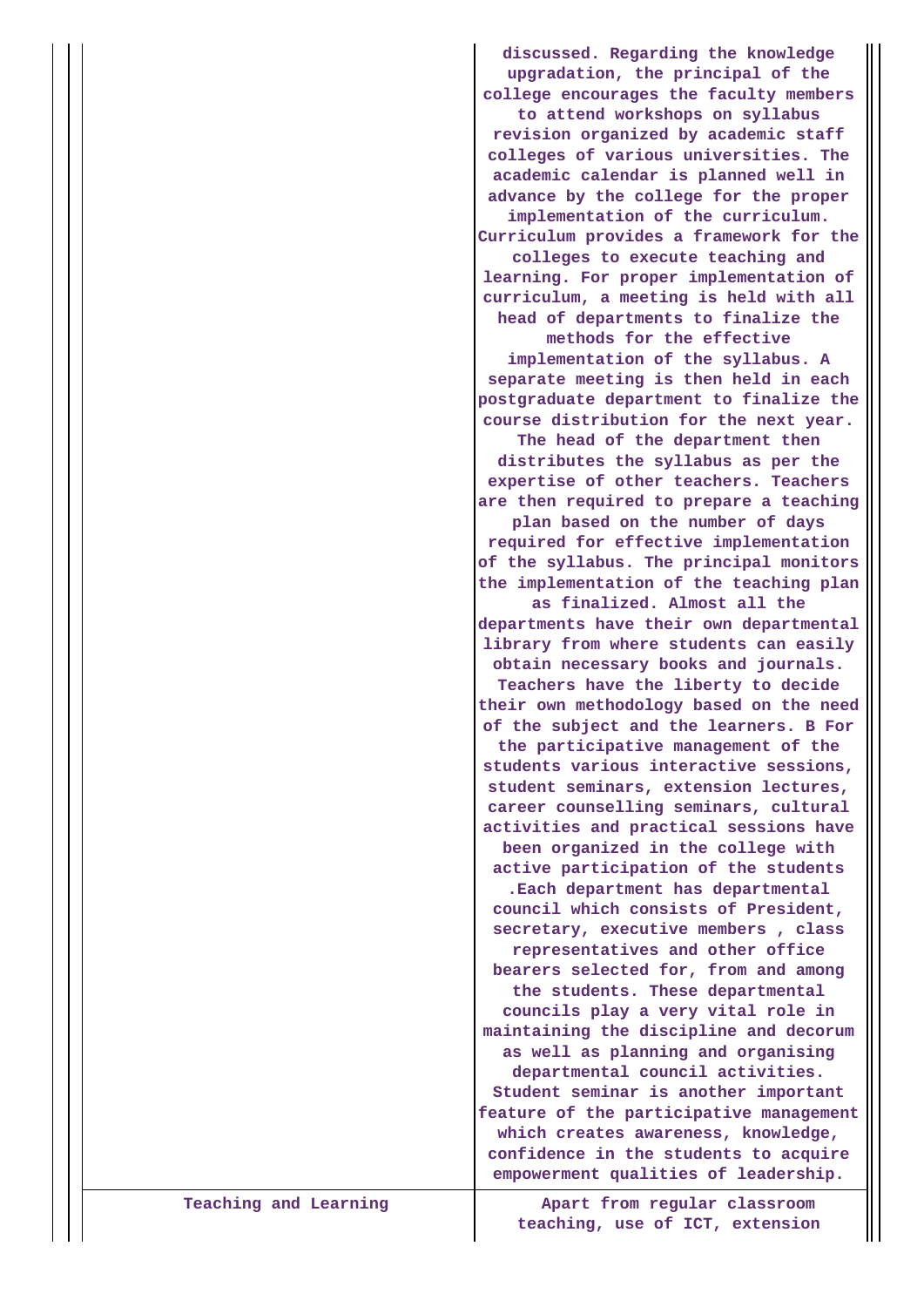| | |
|---|---|
| | discussed. Regarding the knowledge upgradation, the principal of the college encourages the faculty members to attend workshops on syllabus revision organized by academic staff colleges of various universities. The academic calendar is planned well in advance by the college for the proper implementation of the curriculum. Curriculum provides a framework for the colleges to execute teaching and learning. For proper implementation of curriculum, a meeting is held with all head of departments to finalize the methods for the effective implementation of the syllabus. A separate meeting is then held in each postgraduate department to finalize the course distribution for the next year. The head of the department then distributes the syllabus as per the expertise of other teachers. Teachers are then required to prepare a teaching plan based on the number of days required for effective implementation of the syllabus. The principal monitors the implementation of the teaching plan as finalized. Almost all the departments have their own departmental library from where students can easily obtain necessary books and journals. Teachers have the liberty to decide their own methodology based on the need of the subject and the learners. B For the participative management of the students various interactive sessions, student seminars, extension lectures, career counselling seminars, cultural activities and practical sessions have been organized in the college with active participation of the students .Each department has departmental council which consists of President, secretary, executive members , class representatives and other office bearers selected for, from and among the students. These departmental councils play a very vital role in maintaining the discipline and decorum as well as planning and organising departmental council activities. Student seminar is another important feature of the participative management which creates awareness, knowledge, confidence in the students to acquire empowerment qualities of leadership. |
| Teaching and Learning | Apart from regular classroom teaching, use of ICT, extension |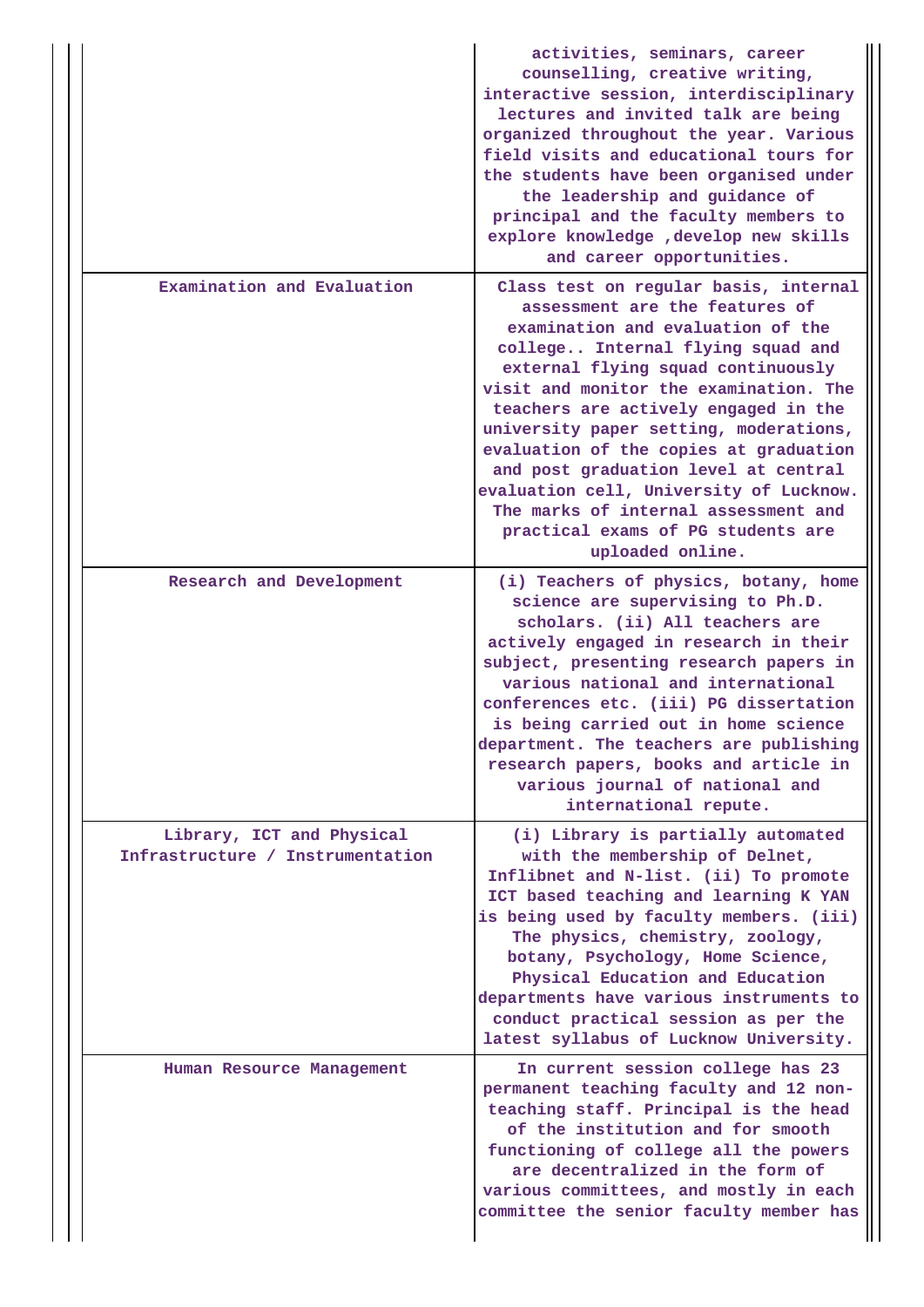| | |
|---|---|
| | activities, seminars, career counselling, creative writing, interactive session, interdisciplinary lectures and invited talk are being organized throughout the year. Various field visits and educational tours for the students have been organised under the leadership and guidance of principal and the faculty members to explore knowledge ,develop new skills and career opportunities. |
| Examination and Evaluation | Class test on regular basis, internal assessment are the features of examination and evaluation of the college.. Internal flying squad and external flying squad continuously visit and monitor the examination. The teachers are actively engaged in the university paper setting, moderations, evaluation of the copies at graduation and post graduation level at central evaluation cell, University of Lucknow. The marks of internal assessment and practical exams of PG students are uploaded online. |
| Research and Development | (i) Teachers of physics, botany, home science are supervising to Ph.D. scholars. (ii) All teachers are actively engaged in research in their subject, presenting research papers in various national and international conferences etc. (iii) PG dissertation is being carried out in home science department. The teachers are publishing research papers, books and article in various journal of national and international repute. |
| Library, ICT and Physical Infrastructure / Instrumentation | (i) Library is partially automated with the membership of Delnet, Inflibnet and N-list. (ii) To promote ICT based teaching and learning K YAN is being used by faculty members. (iii) The physics, chemistry, zoology, botany, Psychology, Home Science, Physical Education and Education departments have various instruments to conduct practical session as per the latest syllabus of Lucknow University. |
| Human Resource Management | In current session college has 23 permanent teaching faculty and 12 non-teaching staff. Principal is the head of the institution and for smooth functioning of college all the powers are decentralized in the form of various committees, and mostly in each committee the senior faculty member has |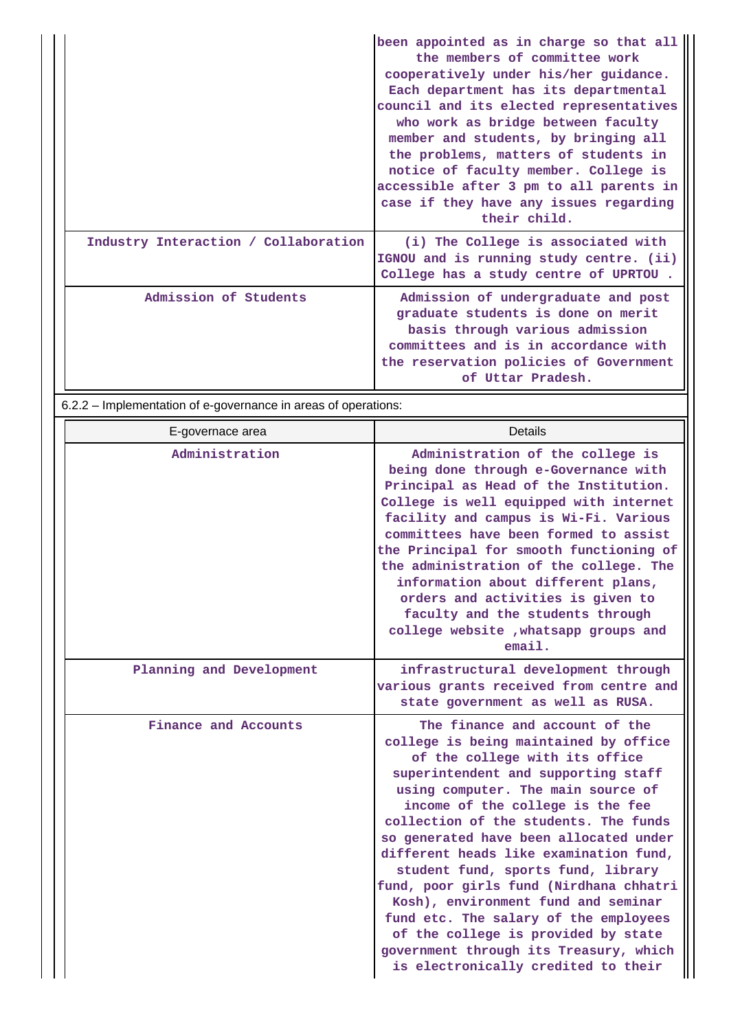| | |
|---|---|
| | been appointed as in charge so that all the members of committee work cooperatively under his/her guidance. Each department has its departmental council and its elected representatives who work as bridge between faculty member and students, by bringing all the problems, matters of students in notice of faculty member. College is accessible after 3 pm to all parents in case if they have any issues regarding their child. |
| Industry Interaction / Collaboration | (i) The College is associated with IGNOU and is running study centre. (ii) College has a study centre of UPRTOU . |
| Admission of Students | Admission of undergraduate and post graduate students is done on merit basis through various admission committees and is in accordance with the reservation policies of Government of Uttar Pradesh. |

6.2.2 – Implementation of e-governance in areas of operations:

| E-governace area | Details |
|---|---|
| Administration | Administration of the college is being done through e-Governance with Principal as Head of the Institution. College is well equipped with internet facility and campus is Wi-Fi. Various committees have been formed to assist the Principal for smooth functioning of the administration of the college. The information about different plans, orders and activities is given to faculty and the students through college website ,whatsapp groups and email. |
| Planning and Development | infrastructural development through various grants received from centre and state government as well as RUSA. |
| Finance and Accounts | The finance and account of the college is being maintained by office of the college with its office superintendent and supporting staff using computer. The main source of income of the college is the fee collection of the students. The funds so generated have been allocated under different heads like examination fund, student fund, sports fund, library fund, poor girls fund (Nirdhana chhatri Kosh), environment fund and seminar fund etc. The salary of the employees of the college is provided by state government through its Treasury, which is electronically credited to their |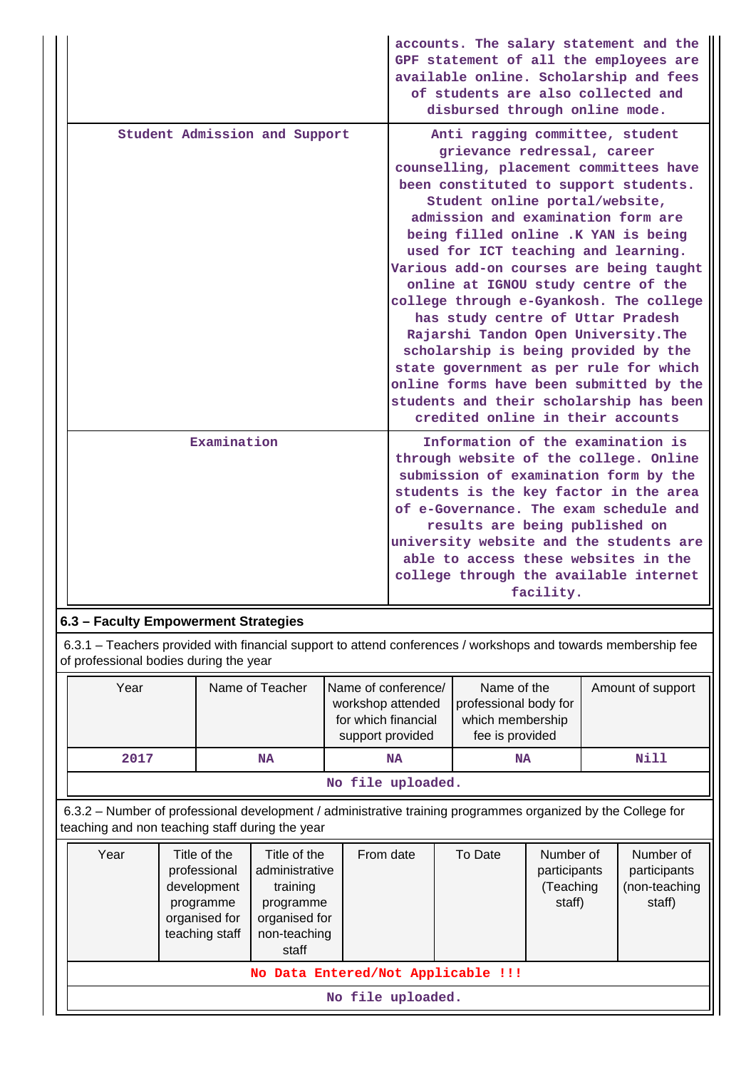| | |
|---|---|
| | accounts. The salary statement and the GPF statement of all the employees are available online. Scholarship and fees of students are also collected and disbursed through online mode. |
| Student Admission and Support | Anti ragging committee, student grievance redressal, career counselling, placement committees have been constituted to support students. Student online portal/website, admission and examination form are being filled online .K YAN is being used for ICT teaching and learning. Various add-on courses are being taught online at IGNOU study centre of the college through e-Gyankosh. The college has study centre of Uttar Pradesh Rajarshi Tandon Open University.The scholarship is being provided by the state government as per rule for which online forms have been submitted by the students and their scholarship has been credited online in their accounts |
| Examination | Information of the examination is through website of the college. Online submission of examination form by the students is the key factor in the area of e-Governance. The exam schedule and results are being published on university website and the students are able to access these websites in the college through the available internet facility. |

## 6.3 – Faculty Empowerment Strategies

6.3.1 – Teachers provided with financial support to attend conferences / workshops and towards membership fee of professional bodies during the year

| Year | Name of Teacher | Name of conference/ workshop attended for which financial support provided | Name of the professional body for which membership fee is provided | Amount of support |
|---|---|---|---|---|
| 2017 | NA | NA | NA | Nill |

No file uploaded.

6.3.2 – Number of professional development / administrative training programmes organized by the College for teaching and non teaching staff during the year

| Year | Title of the professional development programme organised for teaching staff | Title of the administrative training programme organised for non-teaching staff | From date | To Date | Number of participants (Teaching staff) | Number of participants (non-teaching staff) |
|---|---|---|---|---|---|---|
| No Data Entered/Not Applicable !!! | | | | | | |

No file uploaded.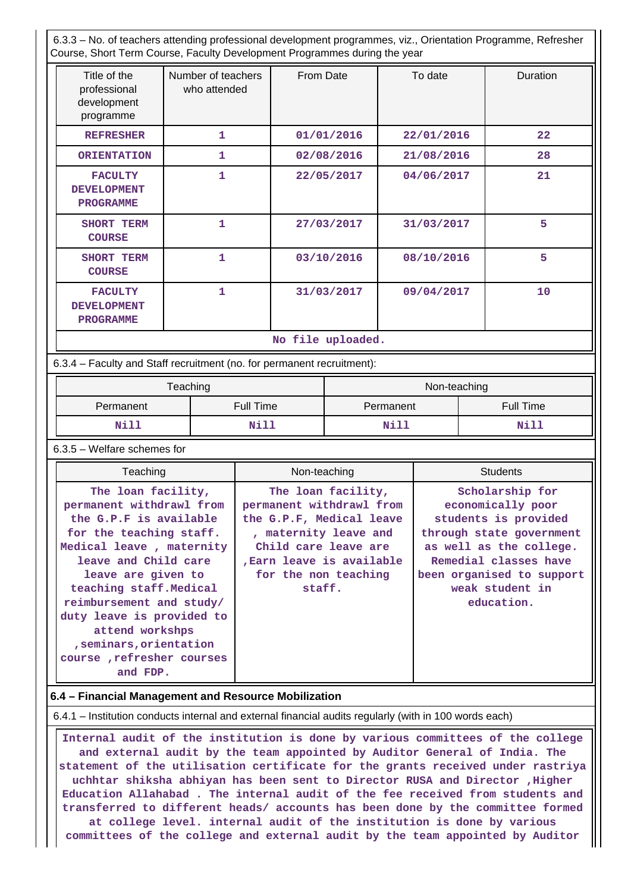6.3.3 – No. of teachers attending professional development programmes, viz., Orientation Programme, Refresher Course, Short Term Course, Faculty Development Programmes during the year

| Title of the professional development programme | Number of teachers who attended | From Date | To date | Duration |
|---|---|---|---|---|
| REFRESHER | 1 | 01/01/2016 | 22/01/2016 | 22 |
| ORIENTATION | 1 | 02/08/2016 | 21/08/2016 | 28 |
| FACULTY DEVELOPMENT PROGRAMME | 1 | 22/05/2017 | 04/06/2017 | 21 |
| SHORT TERM COURSE | 1 | 27/03/2017 | 31/03/2017 | 5 |
| SHORT TERM COURSE | 1 | 03/10/2016 | 08/10/2016 | 5 |
| FACULTY DEVELOPMENT PROGRAMME | 1 | 31/03/2017 | 09/04/2017 | 10 |

No file uploaded.

6.3.4 – Faculty and Staff recruitment (no. for permanent recruitment):

| Teaching | | Non-teaching | |
|---|---|---|---|
| Permanent | Full Time | Permanent | Full Time |
| Nill | Nill | Nill | Nill |

6.3.5 – Welfare schemes for

| Teaching | Non-teaching | Students |
|---|---|---|
| The loan facility, permanent withdrawl from the G.P.F is available for the teaching staff. Medical leave , maternity leave and Child care leave are given to teaching staff.Medical reimbursement and study/ duty leave is provided to attend workshps ,seminars,orientation course ,refresher courses and FDP. | The loan facility, permanent withdrawl from the G.P.F, Medical leave , maternity leave and Child care leave are ,Earn leave is available for the non teaching staff. | Scholarship for economically poor students is provided through state government as well as the college. Remedial classes have been organised to support weak student in education. |

**6.4 – Financial Management and Resource Mobilization**

6.4.1 – Institution conducts internal and external financial audits regularly (with in 100 words each)

Internal audit of the institution is done by various committees of the college and external audit by the team appointed by Auditor General of India. The statement of the utilisation certificate for the grants received under rastriya uchhtar shiksha abhiyan has been sent to Director RUSA and Director ,Higher Education Allahabad . The internal audit of the fee received from students and transferred to different heads/ accounts has been done by the committee formed at college level. internal audit of the institution is done by various committees of the college and external audit by the team appointed by Auditor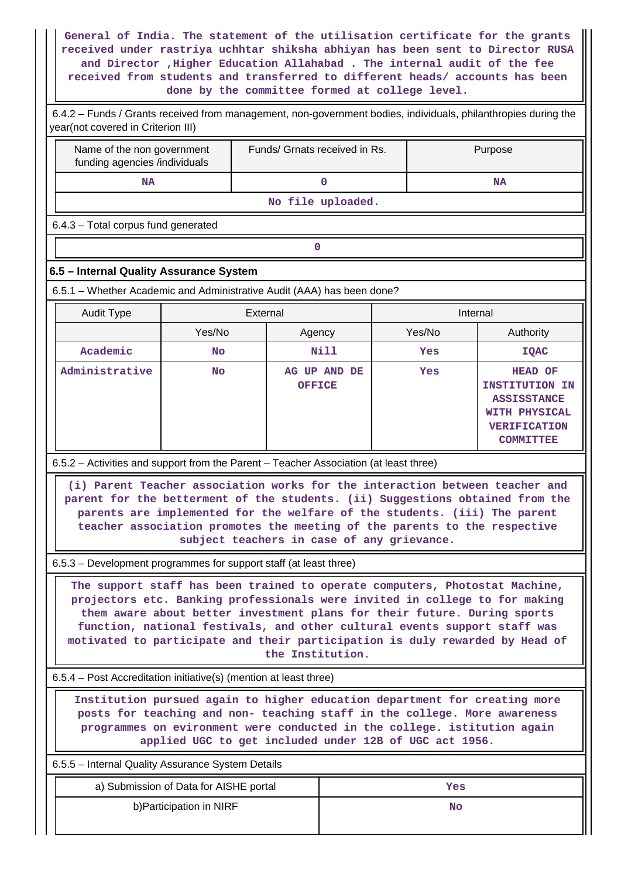General of India. The statement of the utilisation certificate for the grants received under rastriya uchhtar shiksha abhiyan has been sent to Director RUSA and Director ,Higher Education Allahabad . The internal audit of the fee received from students and transferred to different heads/ accounts has been done by the committee formed at college level.

6.4.2 – Funds / Grants received from management, non-government bodies, individuals, philanthropies during the year(not covered in Criterion III)

| Name of the non government funding agencies /individuals | Funds/ Grnats received in Rs. | Purpose |
|---|---|---|
| NA | 0 | NA |
| No file uploaded. | | |

6.4.3 – Total corpus fund generated

0

### 6.5 – Internal Quality Assurance System

6.5.1 – Whether Academic and Administrative Audit (AAA) has been done?

| Audit Type | External | | Internal | |
|---|---|---|---|---|
| | Yes/No | Agency | Yes/No | Authority |
| Academic | No | Nill | Yes | IQAC |
| Administrative | No | AG UP AND DE OFFICE | Yes | HEAD OF INSTITUTION IN ASSISSTANCE WITH PHYSICAL VERIFICATION COMMITTEE |

6.5.2 – Activities and support from the Parent – Teacher Association (at least three)

(i) Parent Teacher association works for the interaction between teacher and parent for the betterment of the students. (ii) Suggestions obtained from the parents are implemented for the welfare of the students. (iii) The parent teacher association promotes the meeting of the parents to the respective subject teachers in case of any grievance.

6.5.3 – Development programmes for support staff (at least three)

The support staff has been trained to operate computers, Photostat Machine, projectors etc. Banking professionals were invited in college to for making them aware about better investment plans for their future. During sports function, national festivals, and other cultural events support staff was motivated to participate and their participation is duly rewarded by Head of the Institution.

6.5.4 – Post Accreditation initiative(s) (mention at least three)

Institution pursued again to higher education department for creating more posts for teaching and non- teaching staff in the college. More awareness programmes on evironment were conducted in the college. istitution again applied UGC to get included under 12B of UGC act 1956.

6.5.5 – Internal Quality Assurance System Details

| a) Submission of Data for AISHE portal | Yes |
|---|---|
| b)Participation in NIRF | No |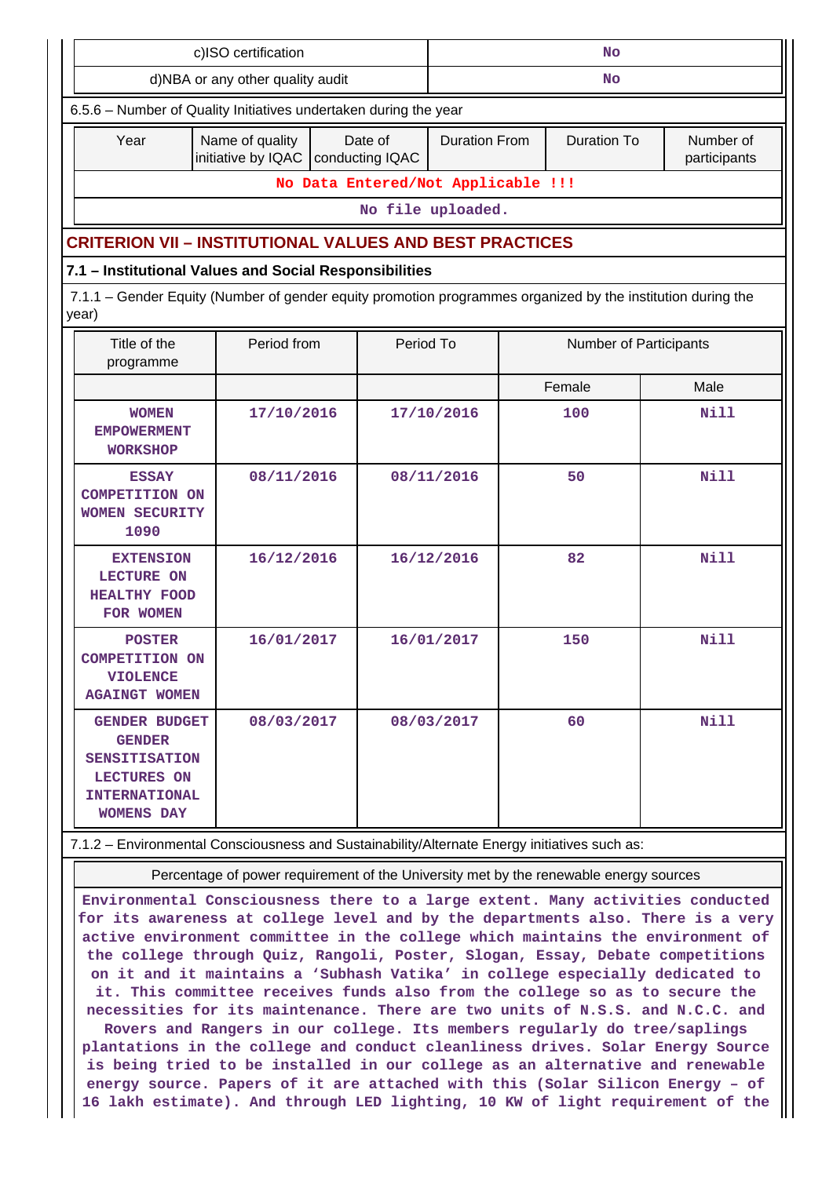| c)ISO certification | No |
|---|---|
| d)NBA or any other quality audit | No |

6.5.6 – Number of Quality Initiatives undertaken during the year

| Year | Name of quality initiative by IQAC | Date of conducting IQAC | Duration From | Duration To | Number of participants |
|---|---|---|---|---|---|
| No Data Entered/Not Applicable !!! | | | | | |

No file uploaded.

## CRITERION VII – INSTITUTIONAL VALUES AND BEST PRACTICES

### 7.1 – Institutional Values and Social Responsibilities

7.1.1 – Gender Equity (Number of gender equity promotion programmes organized by the institution during the year)

| Title of the programme | Period from | Period To | Number of Participants | |
|---|---|---|---|---|
| | | | Female | Male |
| WOMEN EMPOWERMENT WORKSHOP | 17/10/2016 | 17/10/2016 | 100 | Nill |
| ESSAY COMPETITION ON WOMEN SECURITY 1090 | 08/11/2016 | 08/11/2016 | 50 | Nill |
| EXTENSION LECTURE ON HEALTHY FOOD FOR WOMEN | 16/12/2016 | 16/12/2016 | 82 | Nill |
| POSTER COMPETITION ON VIOLENCE AGAINGT WOMEN | 16/01/2017 | 16/01/2017 | 150 | Nill |
| GENDER BUDGET GENDER SENSITISATION LECTURES ON INTERNATIONAL WOMENS DAY | 08/03/2017 | 08/03/2017 | 60 | Nill |

7.1.2 – Environmental Consciousness and Sustainability/Alternate Energy initiatives such as:

| Percentage of power requirement of the University met by the renewable energy sources |
|---|
| Environmental Consciousness there to a large extent. Many activities conducted for its awareness at college level and by the departments also. There is a very active environment committee in the college which maintains the environment of the college through Quiz, Rangoli, Poster, Slogan, Essay, Debate competitions on it and it maintains a 'Subhash Vatika' in college especially dedicated to it. This committee receives funds also from the college so as to secure the necessities for its maintenance. There are two units of N.S.S. and N.C.C. and Rovers and Rangers in our college. Its members regularly do tree/saplings plantations in the college and conduct cleanliness drives. Solar Energy Source is being tried to be installed in our college as an alternative and renewable energy source. Papers of it are attached with this (Solar Silicon Energy – of 16 lakh estimate). And through LED lighting, 10 KW of light requirement of the |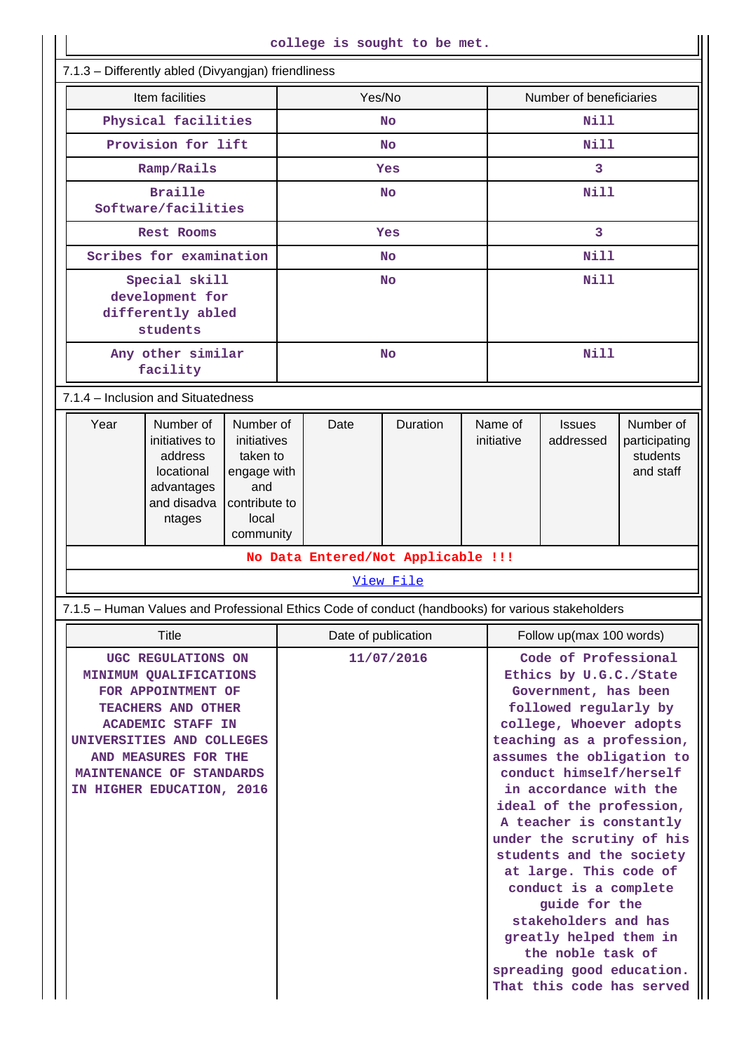college is sought to be met.

7.1.3 – Differently abled (Divyangjan) friendliness

| Item facilities | Yes/No | Number of beneficiaries |
|---|---|---|
| Physical facilities | No | Nill |
| Provision for lift | No | Nill |
| Ramp/Rails | Yes | 3 |
| Braille Software/facilities | No | Nill |
| Rest Rooms | Yes | 3 |
| Scribes for examination | No | Nill |
| Special skill development for differently abled students | No | Nill |
| Any other similar facility | No | Nill |

7.1.4 – Inclusion and Situatedness

| Year | Number of initiatives to address locational advantages and disadvantages | Number of initiatives taken to engage with and contribute to local community | Date | Duration | Name of initiative | Issues addressed | Number of participating students and staff |
|---|---|---|---|---|---|---|---|
| No Data Entered/Not Applicable !!! | | | | | | | |
| View File | | | | | | | |

7.1.5 – Human Values and Professional Ethics Code of conduct (handbooks) for various stakeholders

| Title | Date of publication | Follow up(max 100 words) |
|---|---|---|
| UGC REGULATIONS ON MINIMUM QUALIFICATIONS FOR APPOINTMENT OF TEACHERS AND OTHER ACADEMIC STAFF IN UNIVERSITIES AND COLLEGES AND MEASURES FOR THE MAINTENANCE OF STANDARDS IN HIGHER EDUCATION, 2016 | 11/07/2016 | Code of Professional Ethics by U.G.C./State Government, has been followed regularly by college, Whoever adopts teaching as a profession, assumes the obligation to conduct himself/herself in accordance with the ideal of the profession, A teacher is constantly under the scrutiny of his students and the society at large. This code of conduct is a complete guide for the stakeholders and has greatly helped them in the noble task of spreading good education. That this code has served |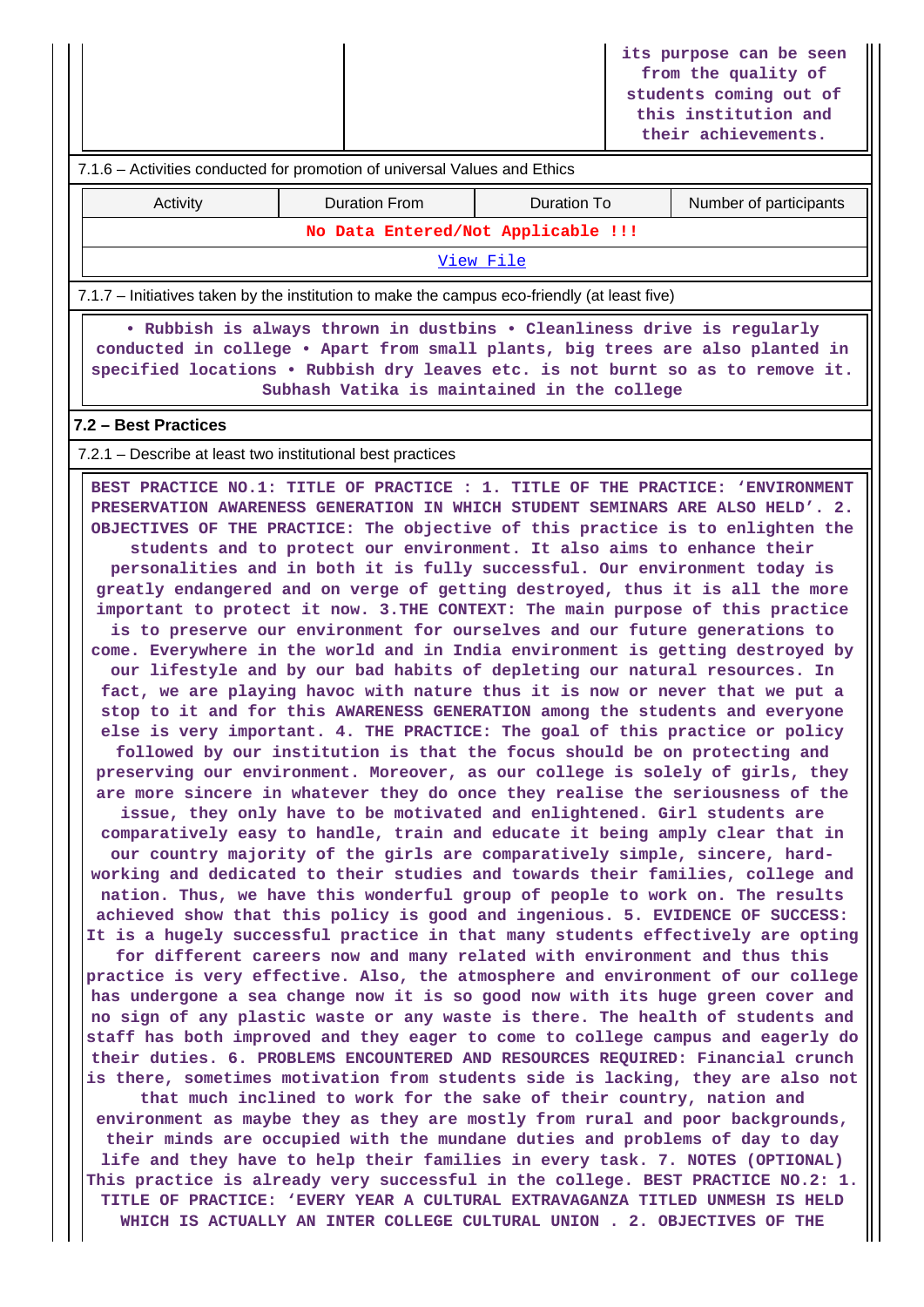| | | its purpose can be seen from the quality of students coming out of this institution and their achievements. |
|---|---|---|

7.1.6 – Activities conducted for promotion of universal Values and Ethics

| Activity | Duration From | Duration To | Number of participants |
|---|---|---|---|
| No Data Entered/Not Applicable !!! | | | |
| View File | | | |

7.1.7 – Initiatives taken by the institution to make the campus eco-friendly (at least five)

• Rubbish is always thrown in dustbins • Cleanliness drive is regularly conducted in college • Apart from small plants, big trees are also planted in specified locations • Rubbish dry leaves etc. is not burnt so as to remove it. Subhash Vatika is maintained in the college

**7.2 – Best Practices**

7.2.1 – Describe at least two institutional best practices

BEST PRACTICE NO.1: TITLE OF PRACTICE : 1. TITLE OF THE PRACTICE: 'ENVIRONMENT PRESERVATION AWARENESS GENERATION IN WHICH STUDENT SEMINARS ARE ALSO HELD'. 2. OBJECTIVES OF THE PRACTICE: The objective of this practice is to enlighten the students and to protect our environment. It also aims to enhance their personalities and in both it is fully successful. Our environment today is greatly endangered and on verge of getting destroyed, thus it is all the more important to protect it now. 3.THE CONTEXT: The main purpose of this practice is to preserve our environment for ourselves and our future generations to come. Everywhere in the world and in India environment is getting destroyed by our lifestyle and by our bad habits of depleting our natural resources. In fact, we are playing havoc with nature thus it is now or never that we put a stop to it and for this AWARENESS GENERATION among the students and everyone else is very important. 4. THE PRACTICE: The goal of this practice or policy followed by our institution is that the focus should be on protecting and preserving our environment. Moreover, as our college is solely of girls, they are more sincere in whatever they do once they realise the seriousness of the issue, they only have to be motivated and enlightened. Girl students are comparatively easy to handle, train and educate it being amply clear that in our country majority of the girls are comparatively simple, sincere, hard-working and dedicated to their studies and towards their families, college and nation. Thus, we have this wonderful group of people to work on. The results achieved show that this policy is good and ingenious. 5. EVIDENCE OF SUCCESS: It is a hugely successful practice in that many students effectively are opting for different careers now and many related with environment and thus this practice is very effective. Also, the atmosphere and environment of our college has undergone a sea change now it is so good now with its huge green cover and no sign of any plastic waste or any waste is there. The health of students and staff has both improved and they eager to come to college campus and eagerly do their duties. 6. PROBLEMS ENCOUNTERED AND RESOURCES REQUIRED: Financial crunch is there, sometimes motivation from students side is lacking, they are also not that much inclined to work for the sake of their country, nation and environment as maybe they as they are mostly from rural and poor backgrounds, their minds are occupied with the mundane duties and problems of day to day life and they have to help their families in every task. 7. NOTES (OPTIONAL) This practice is already very successful in the college. BEST PRACTICE NO.2: 1. TITLE OF PRACTICE: 'EVERY YEAR A CULTURAL EXTRAVAGANZA TITLED UNMESH IS HELD WHICH IS ACTUALLY AN INTER COLLEGE CULTURAL UNION . 2. OBJECTIVES OF THE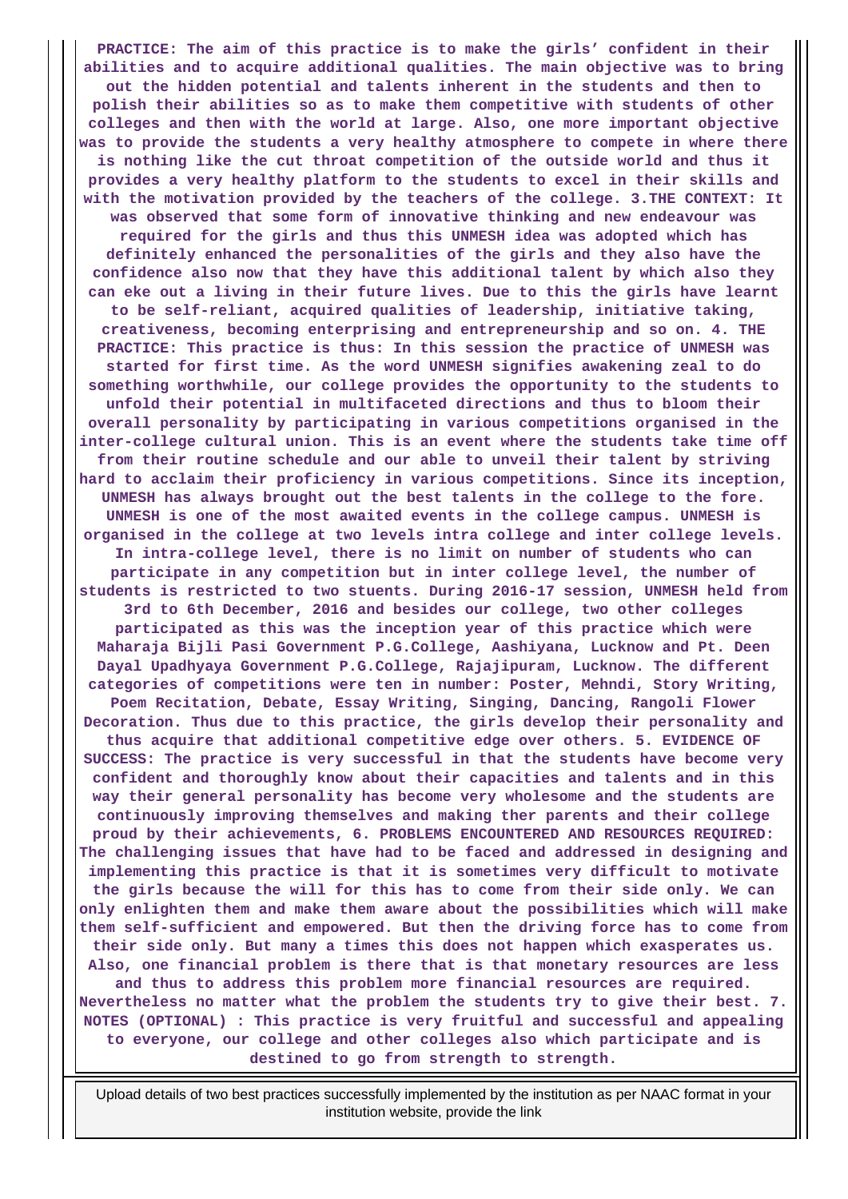**PRACTICE: The aim of this practice is to make the girls' confident in their abilities and to acquire additional qualities. The main objective was to bring out the hidden potential and talents inherent in the students and then to polish their abilities so as to make them competitive with students of other colleges and then with the world at large. Also, one more important objective was to provide the students a very healthy atmosphere to compete in where there is nothing like the cut throat competition of the outside world and thus it provides a very healthy platform to the students to excel in their skills and with the motivation provided by the teachers of the college. 3.THE CONTEXT: It was observed that some form of innovative thinking and new endeavour was required for the girls and thus this UNMESH idea was adopted which has definitely enhanced the personalities of the girls and they also have the confidence also now that they have this additional talent by which also they can eke out a living in their future lives. Due to this the girls have learnt to be self-reliant, acquired qualities of leadership, initiative taking, creativeness, becoming enterprising and entrepreneurship and so on. 4. THE PRACTICE: This practice is thus: In this session the practice of UNMESH was started for first time. As the word UNMESH signifies awakening zeal to do something worthwhile, our college provides the opportunity to the students to unfold their potential in multifaceted directions and thus to bloom their overall personality by participating in various competitions organised in the inter-college cultural union. This is an event where the students take time off from their routine schedule and our able to unveil their talent by striving hard to acclaim their proficiency in various competitions. Since its inception, UNMESH has always brought out the best talents in the college to the fore. UNMESH is one of the most awaited events in the college campus. UNMESH is organised in the college at two levels intra college and inter college levels. In intra-college level, there is no limit on number of students who can participate in any competition but in inter college level, the number of students is restricted to two stuents. During 2016-17 session, UNMESH held from 3rd to 6th December, 2016 and besides our college, two other colleges participated as this was the inception year of this practice which were Maharaja Bijli Pasi Government P.G.College, Aashiyana, Lucknow and Pt. Deen Dayal Upadhyaya Government P.G.College, Rajajipuram, Lucknow. The different categories of competitions were ten in number: Poster, Mehndi, Story Writing, Poem Recitation, Debate, Essay Writing, Singing, Dancing, Rangoli Flower Decoration. Thus due to this practice, the girls develop their personality and thus acquire that additional competitive edge over others. 5. EVIDENCE OF SUCCESS: The practice is very successful in that the students have become very confident and thoroughly know about their capacities and talents and in this way their general personality has become very wholesome and the students are continuously improving themselves and making ther parents and their college proud by their achievements, 6. PROBLEMS ENCOUNTERED AND RESOURCES REQUIRED: The challenging issues that have had to be faced and addressed in designing and implementing this practice is that it is sometimes very difficult to motivate the girls because the will for this has to come from their side only. We can only enlighten them and make them aware about the possibilities which will make them self-sufficient and empowered. But then the driving force has to come from their side only. But many a times this does not happen which exasperates us. Also, one financial problem is there that is that monetary resources are less and thus to address this problem more financial resources are required. Nevertheless no matter what the problem the students try to give their best. 7. NOTES (OPTIONAL) : This practice is very fruitful and successful and appealing to everyone, our college and other colleges also which participate and is destined to go from strength to strength.**

Upload details of two best practices successfully implemented by the institution as per NAAC format in your institution website, provide the link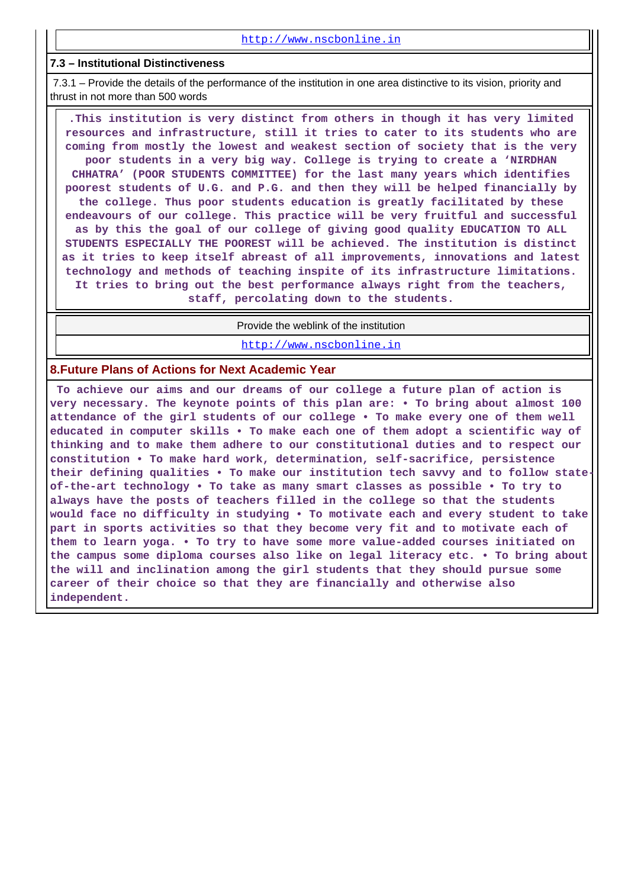http://www.nscbonline.in

### 7.3 – Institutional Distinctiveness

7.3.1 – Provide the details of the performance of the institution in one area distinctive to its vision, priority and thrust in not more than 500 words

**.This institution is very distinct from others in though it has very limited resources and infrastructure, still it tries to cater to its students who are coming from mostly the lowest and weakest section of society that is the very poor students in a very big way. College is trying to create a 'NIRDHAN CHHATRA' (POOR STUDENTS COMMITTEE) for the last many years which identifies poorest students of U.G. and P.G. and then they will be helped financially by the college. Thus poor students education is greatly facilitated by these endeavours of our college. This practice will be very fruitful and successful as by this the goal of our college of giving good quality EDUCATION TO ALL STUDENTS ESPECIALLY THE POOREST will be achieved. The institution is distinct as it tries to keep itself abreast of all improvements, innovations and latest technology and methods of teaching inspite of its infrastructure limitations. It tries to bring out the best performance always right from the teachers, staff, percolating down to the students.**

Provide the weblink of the institution

http://www.nscbonline.in

## 8.Future Plans of Actions for Next Academic Year

**To achieve our aims and our dreams of our college a future plan of action is very necessary. The keynote points of this plan are: • To bring about almost 100 attendance of the girl students of our college • To make every one of them well educated in computer skills • To make each one of them adopt a scientific way of thinking and to make them adhere to our constitutional duties and to respect our constitution • To make hard work, determination, self-sacrifice, persistence their defining qualities • To make our institution tech savvy and to follow state-of-the-art technology • To take as many smart classes as possible • To try to always have the posts of teachers filled in the college so that the students would face no difficulty in studying • To motivate each and every student to take part in sports activities so that they become very fit and to motivate each of them to learn yoga. • To try to have some more value-added courses initiated on the campus some diploma courses also like on legal literacy etc. • To bring about the will and inclination among the girl students that they should pursue some career of their choice so that they are financially and otherwise also independent.**